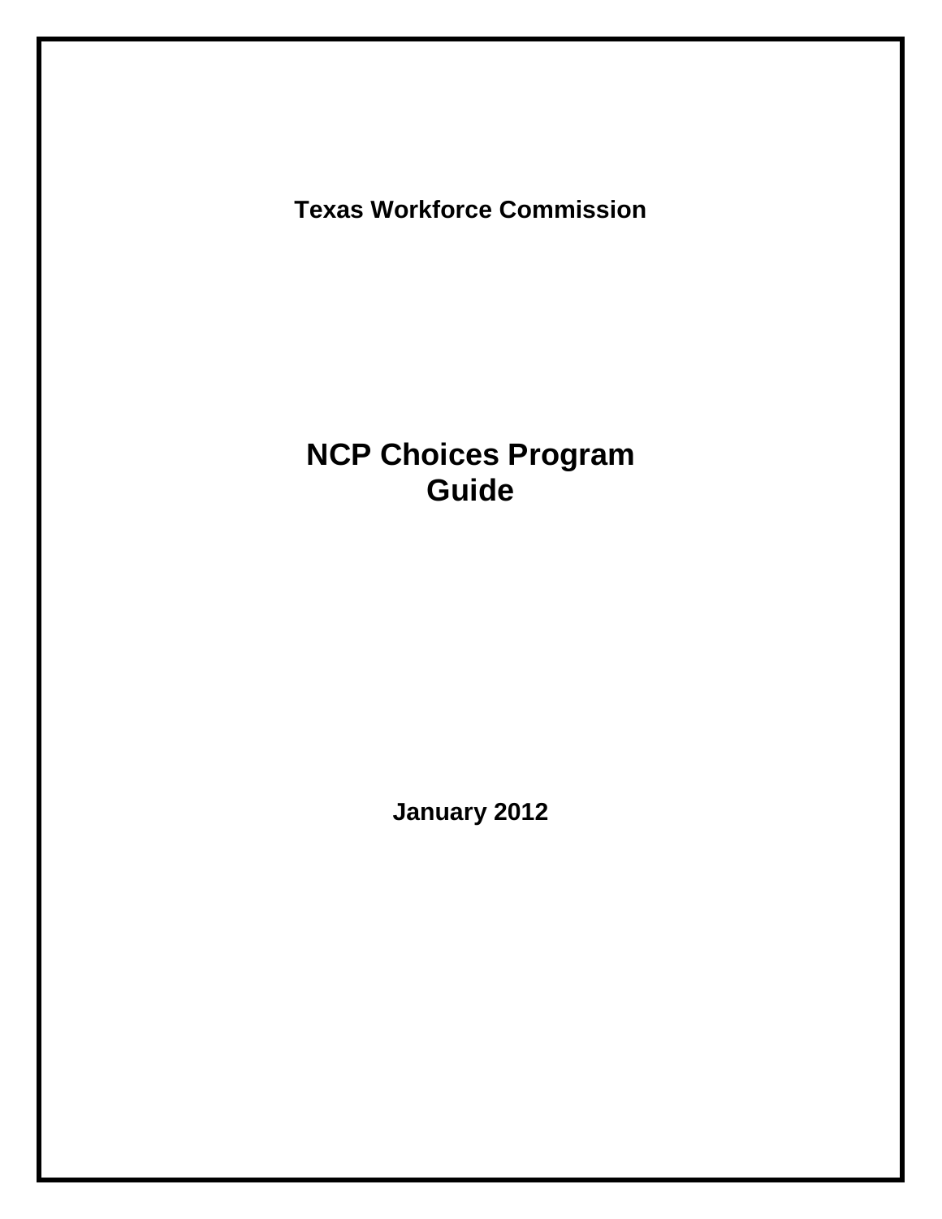**Texas Workforce Commission**

# NCP Choices Program Guide

**January 2012**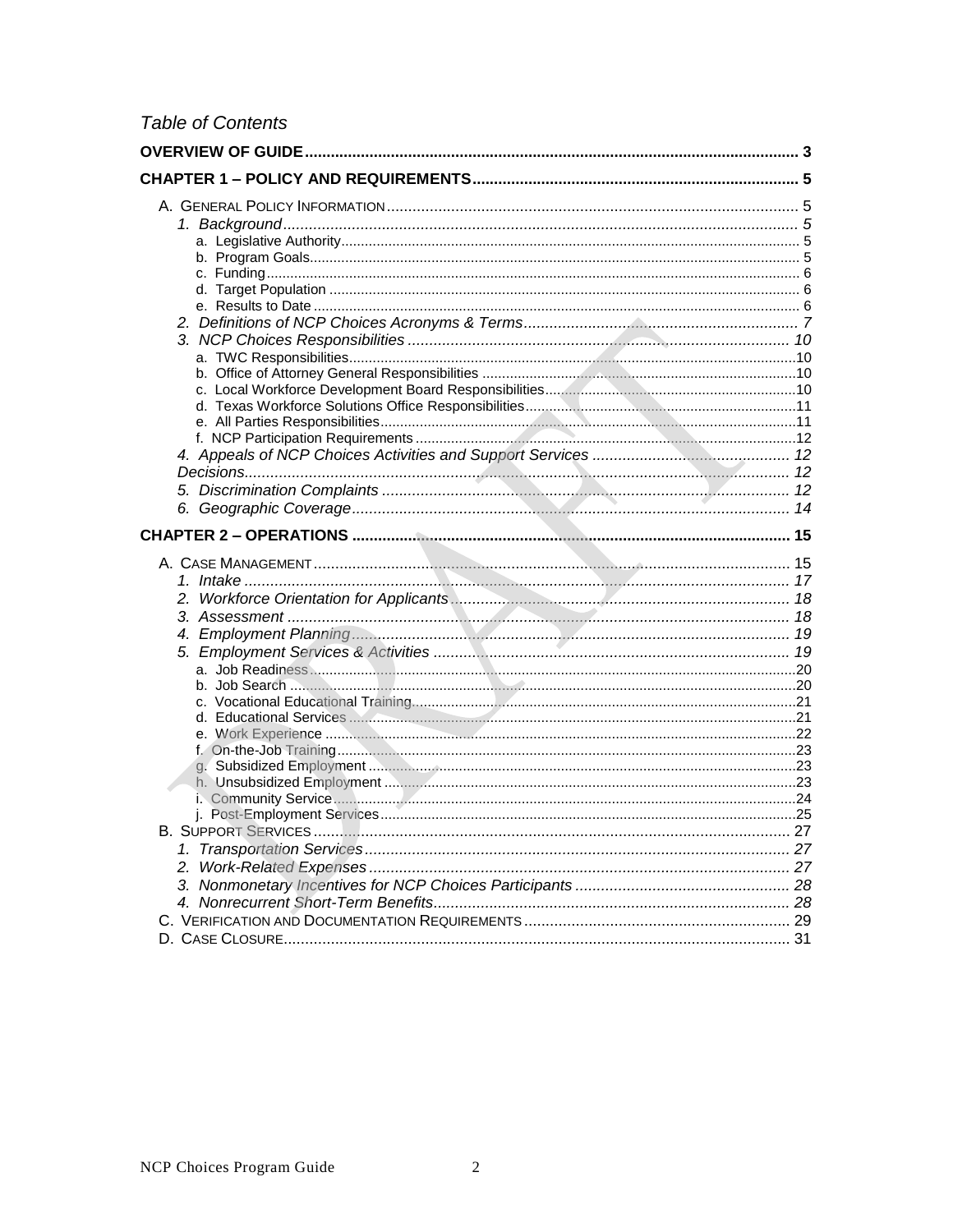*Table of Contents*

**OVERVIEW OF GUIDE** ..... 3

**CHAPTER 1 – POLICY AND REQUIREMENTS** ..... 5

- A. GENERAL POLICY INFORMATION ..... 5
  - *1. Background* ..... 5
    - a. Legislative Authority ..... 5
    - b. Program Goals ..... 5
    - c. Funding ..... 6
    - d. Target Population ..... 6
    - e. Results to Date ..... 6
  - *2. Definitions of NCP Choices Acronyms & Terms* ..... 7
  - *3. NCP Choices Responsibilities* ..... 10
    - a. TWC Responsibilities ..... 10
    - b. Office of Attorney General Responsibilities ..... 10
    - c. Local Workforce Development Board Responsibilities ..... 10
    - d. Texas Workforce Solutions Office Responsibilities ..... 11
    - e. All Parties Responsibilities ..... 11
    - f. NCP Participation Requirements ..... 12
  - *4. Appeals of NCP Choices Activities and Support Services* ..... 12
  - *Decisions* ..... 12
  - *5. Discrimination Complaints* ..... 12
  - *6. Geographic Coverage* ..... 14

**CHAPTER 2 – OPERATIONS** ..... 15

- A. CASE MANAGEMENT ..... 15
  - *1. Intake* ..... 17
  - *2. Workforce Orientation for Applicants* ..... 18
  - *3. Assessment* ..... 18
  - *4. Employment Planning* ..... 19
  - *5. Employment Services & Activities* ..... 19
    - a. Job Readiness ..... 20
    - b. Job Search ..... 20
    - c. Vocational Educational Training ..... 21
    - d. Educational Services ..... 21
    - e. Work Experience ..... 22
    - f. On-the-Job Training ..... 23
    - g. Subsidized Employment ..... 23
    - h. Unsubsidized Employment ..... 23
    - i. Community Service ..... 24
    - j. Post-Employment Services ..... 25
- B. SUPPORT SERVICES ..... 27
  - *1. Transportation Services* ..... 27
  - *2. Work-Related Expenses* ..... 27
  - *3. Nonmonetary Incentives for NCP Choices Participants* ..... 28
  - *4. Nonrecurrent Short-Term Benefits* ..... 28
- C. VERIFICATION AND DOCUMENTATION REQUIREMENTS ..... 29
- D. CASE CLOSURE ..... 31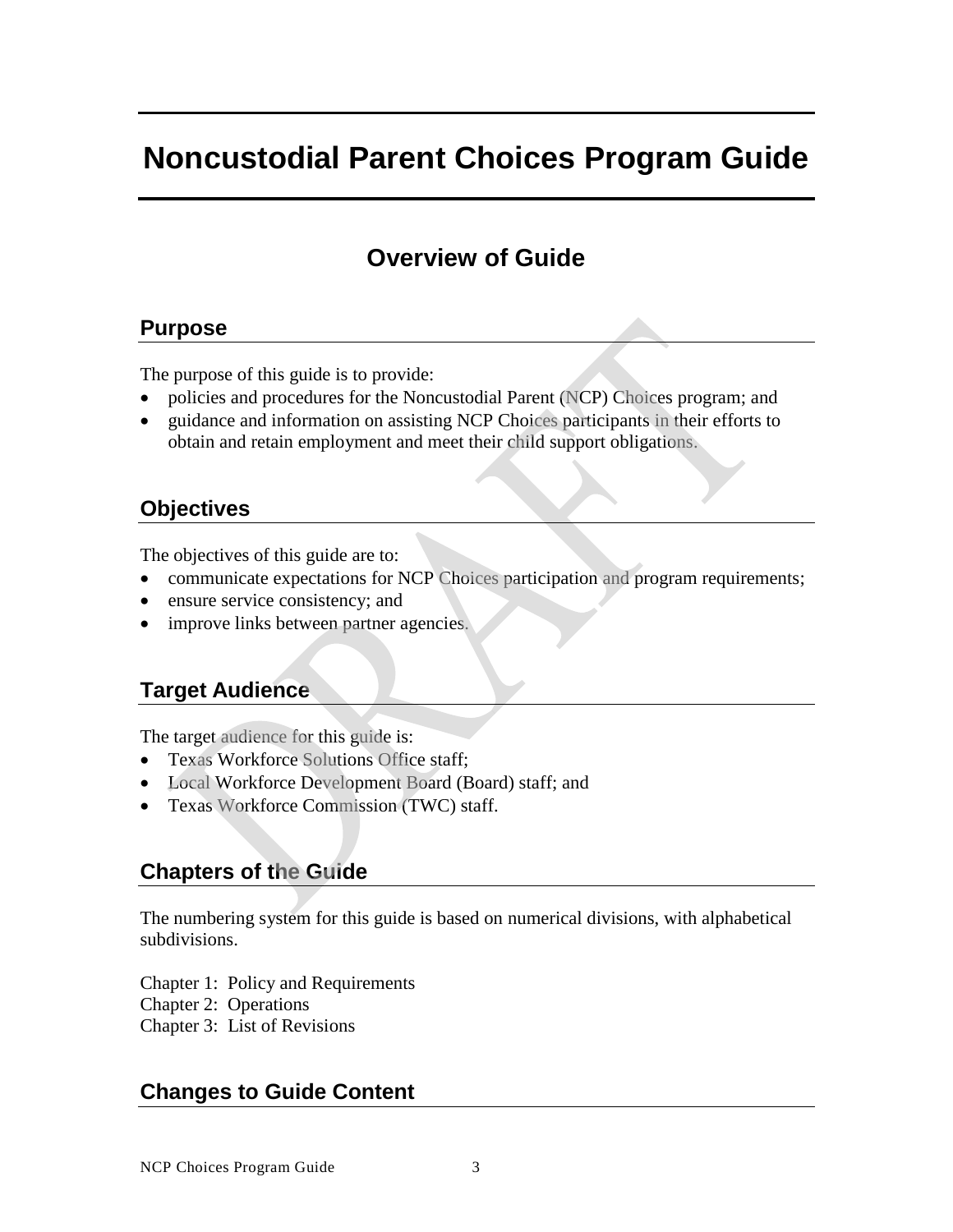# Noncustodial Parent Choices Program Guide

## Overview of Guide

### Purpose

The purpose of this guide is to provide:

- policies and procedures for the Noncustodial Parent (NCP) Choices program; and
- guidance and information on assisting NCP Choices participants in their efforts to obtain and retain employment and meet their child support obligations.

### Objectives

The objectives of this guide are to:

- communicate expectations for NCP Choices participation and program requirements;
- ensure service consistency; and
- improve links between partner agencies.

### Target Audience

The target audience for this guide is:

- Texas Workforce Solutions Office staff;
- Local Workforce Development Board (Board) staff; and
- Texas Workforce Commission (TWC) staff.

### Chapters of the Guide

The numbering system for this guide is based on numerical divisions, with alphabetical subdivisions.

Chapter 1: Policy and Requirements
Chapter 2: Operations
Chapter 3: List of Revisions

### Changes to Guide Content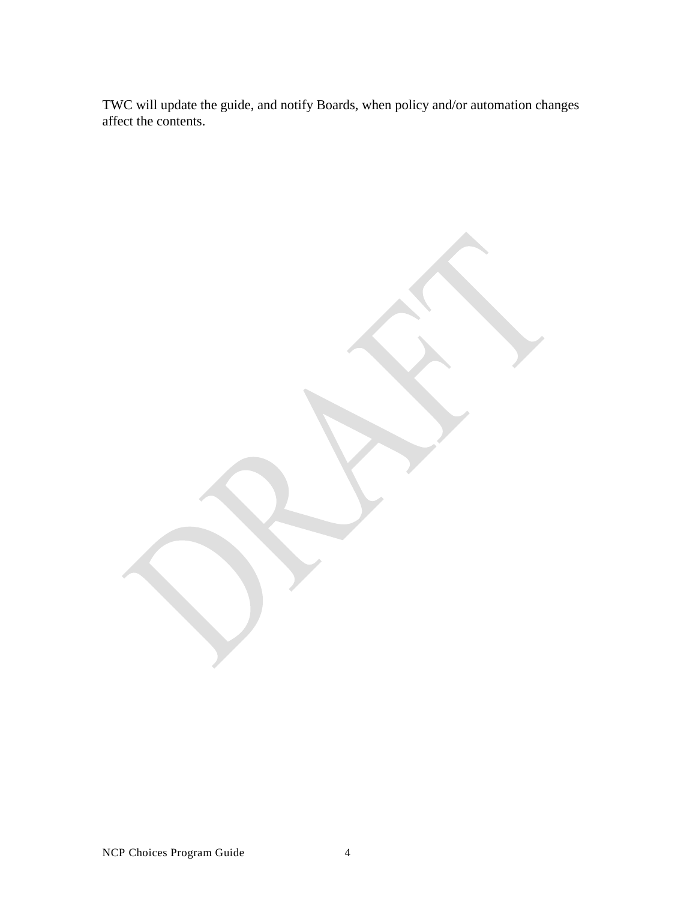TWC will update the guide, and notify Boards, when policy and/or automation changes affect the contents.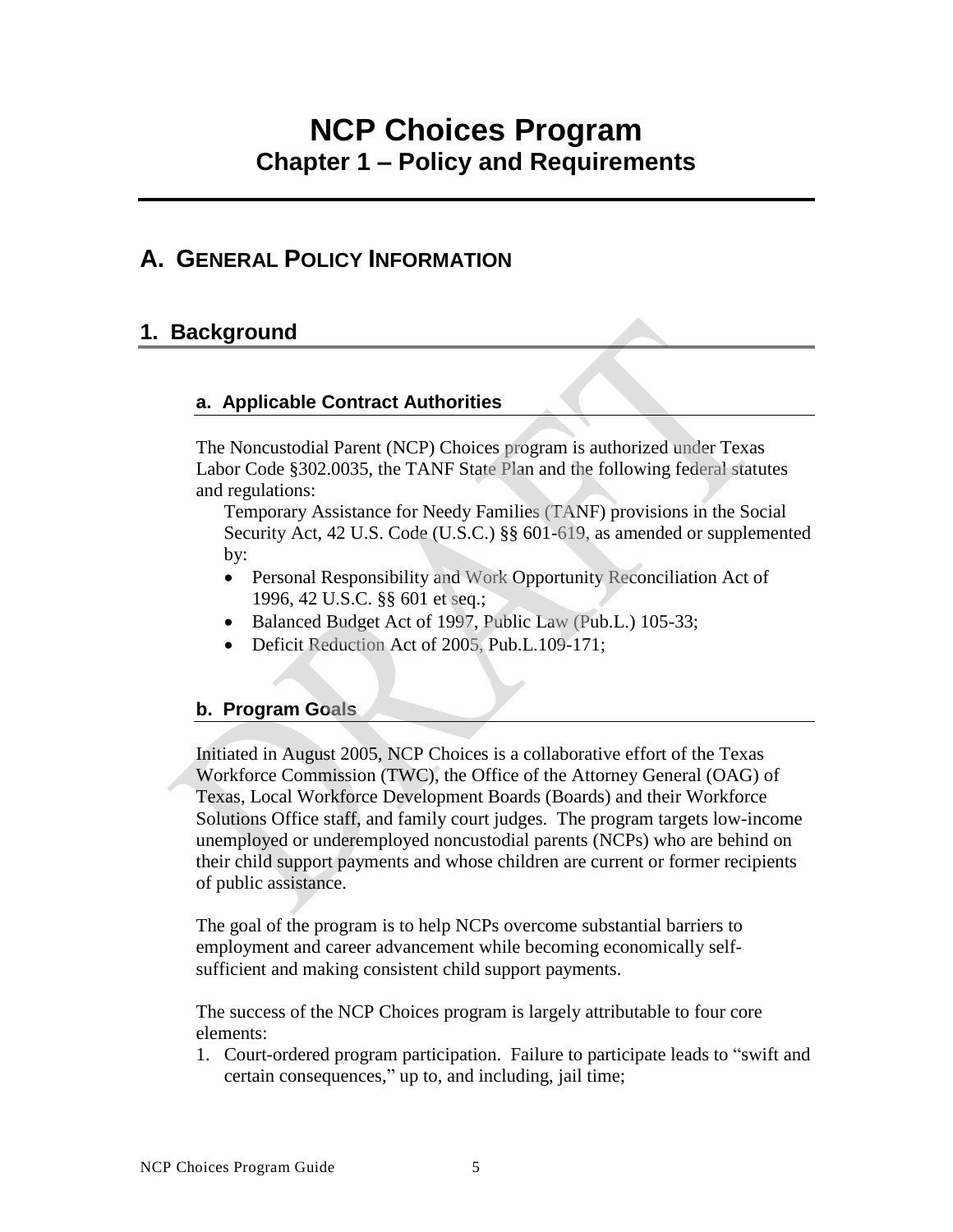# NCP Choices Program
## Chapter 1 – Policy and Requirements

## A. General Policy Information

### 1. Background

#### a. Applicable Contract Authorities

The Noncustodial Parent (NCP) Choices program is authorized under Texas Labor Code §302.0035, the TANF State Plan and the following federal statutes and regulations:

Temporary Assistance for Needy Families (TANF) provisions in the Social Security Act, 42 U.S. Code (U.S.C.) §§ 601-619, as amended or supplemented by:

- Personal Responsibility and Work Opportunity Reconciliation Act of 1996, 42 U.S.C. §§ 601 et seq.;
- Balanced Budget Act of 1997, Public Law (Pub.L.) 105-33;
- Deficit Reduction Act of 2005, Pub.L.109-171;

#### b. Program Goals

Initiated in August 2005, NCP Choices is a collaborative effort of the Texas Workforce Commission (TWC), the Office of the Attorney General (OAG) of Texas, Local Workforce Development Boards (Boards) and their Workforce Solutions Office staff, and family court judges. The program targets low-income unemployed or underemployed noncustodial parents (NCPs) who are behind on their child support payments and whose children are current or former recipients of public assistance.

The goal of the program is to help NCPs overcome substantial barriers to employment and career advancement while becoming economically self-sufficient and making consistent child support payments.

The success of the NCP Choices program is largely attributable to four core elements:

1. Court-ordered program participation. Failure to participate leads to "swift and certain consequences," up to, and including, jail time;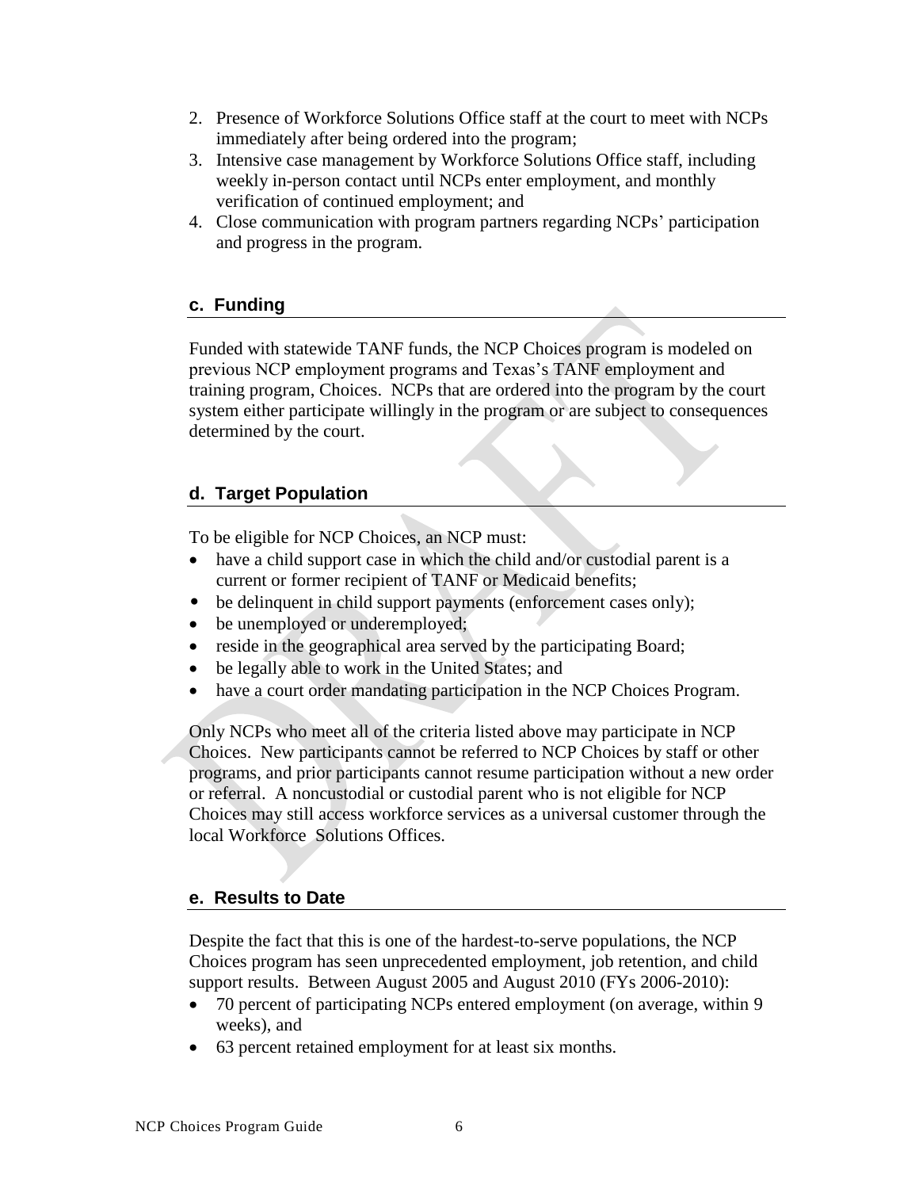2. Presence of Workforce Solutions Office staff at the court to meet with NCPs immediately after being ordered into the program;
3. Intensive case management by Workforce Solutions Office staff, including weekly in-person contact until NCPs enter employment, and monthly verification of continued employment; and
4. Close communication with program partners regarding NCPs' participation and progress in the program.

### c. Funding

Funded with statewide TANF funds, the NCP Choices program is modeled on previous NCP employment programs and Texas's TANF employment and training program, Choices. NCPs that are ordered into the program by the court system either participate willingly in the program or are subject to consequences determined by the court.

### d. Target Population

To be eligible for NCP Choices, an NCP must:

- have a child support case in which the child and/or custodial parent is a current or former recipient of TANF or Medicaid benefits;
- be delinquent in child support payments (enforcement cases only);
- be unemployed or underemployed;
- reside in the geographical area served by the participating Board;
- be legally able to work in the United States; and
- have a court order mandating participation in the NCP Choices Program.

Only NCPs who meet all of the criteria listed above may participate in NCP Choices. New participants cannot be referred to NCP Choices by staff or other programs, and prior participants cannot resume participation without a new order or referral. A noncustodial or custodial parent who is not eligible for NCP Choices may still access workforce services as a universal customer through the local Workforce Solutions Offices.

### e. Results to Date

Despite the fact that this is one of the hardest-to-serve populations, the NCP Choices program has seen unprecedented employment, job retention, and child support results. Between August 2005 and August 2010 (FYs 2006-2010):

- 70 percent of participating NCPs entered employment (on average, within 9 weeks), and
- 63 percent retained employment for at least six months.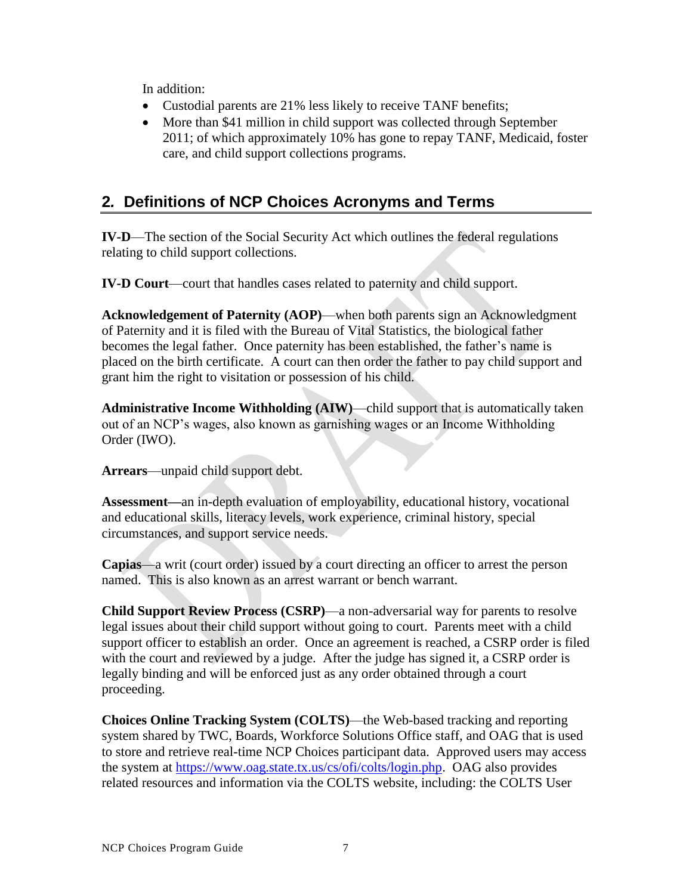In addition:

- Custodial parents are 21% less likely to receive TANF benefits;
- More than $41 million in child support was collected through September 2011; of which approximately 10% has gone to repay TANF, Medicaid, foster care, and child support collections programs.

## 2. Definitions of NCP Choices Acronyms and Terms

**IV-D**—The section of the Social Security Act which outlines the federal regulations relating to child support collections.

**IV-D Court**—court that handles cases related to paternity and child support.

**Acknowledgement of Paternity (AOP)**—when both parents sign an Acknowledgment of Paternity and it is filed with the Bureau of Vital Statistics, the biological father becomes the legal father. Once paternity has been established, the father's name is placed on the birth certificate. A court can then order the father to pay child support and grant him the right to visitation or possession of his child.

**Administrative Income Withholding (AIW)**—child support that is automatically taken out of an NCP's wages, also known as garnishing wages or an Income Withholding Order (IWO).

**Arrears**—unpaid child support debt.

**Assessment—**an in-depth evaluation of employability, educational history, vocational and educational skills, literacy levels, work experience, criminal history, special circumstances, and support service needs.

**Capias**—a writ (court order) issued by a court directing an officer to arrest the person named. This is also known as an arrest warrant or bench warrant.

**Child Support Review Process (CSRP)**—a non-adversarial way for parents to resolve legal issues about their child support without going to court. Parents meet with a child support officer to establish an order. Once an agreement is reached, a CSRP order is filed with the court and reviewed by a judge. After the judge has signed it, a CSRP order is legally binding and will be enforced just as any order obtained through a court proceeding.

**Choices Online Tracking System (COLTS)**—the Web-based tracking and reporting system shared by TWC, Boards, Workforce Solutions Office staff, and OAG that is used to store and retrieve real-time NCP Choices participant data. Approved users may access the system at https://www.oag.state.tx.us/cs/ofi/colts/login.php. OAG also provides related resources and information via the COLTS website, including: the COLTS User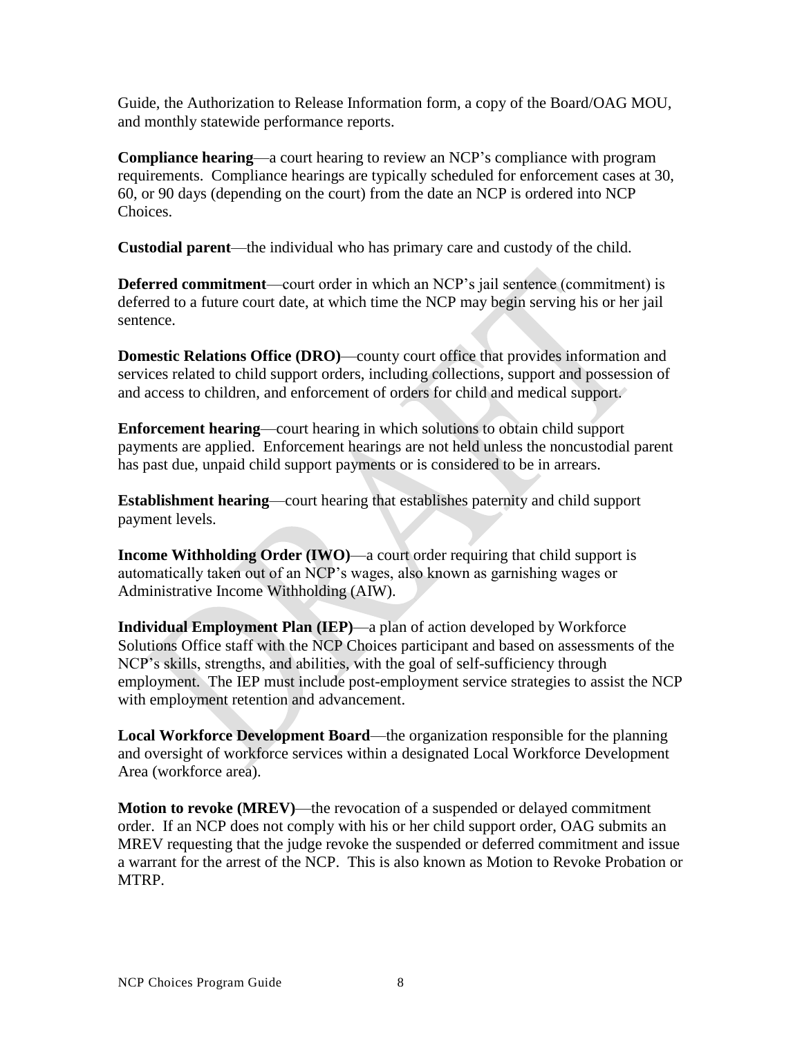Guide, the Authorization to Release Information form, a copy of the Board/OAG MOU, and monthly statewide performance reports.

**Compliance hearing**—a court hearing to review an NCP's compliance with program requirements. Compliance hearings are typically scheduled for enforcement cases at 30, 60, or 90 days (depending on the court) from the date an NCP is ordered into NCP Choices.

**Custodial parent**—the individual who has primary care and custody of the child.

**Deferred commitment**—court order in which an NCP's jail sentence (commitment) is deferred to a future court date, at which time the NCP may begin serving his or her jail sentence.

**Domestic Relations Office (DRO)**—county court office that provides information and services related to child support orders, including collections, support and possession of and access to children, and enforcement of orders for child and medical support.

**Enforcement hearing**—court hearing in which solutions to obtain child support payments are applied. Enforcement hearings are not held unless the noncustodial parent has past due, unpaid child support payments or is considered to be in arrears.

**Establishment hearing**—court hearing that establishes paternity and child support payment levels.

**Income Withholding Order (IWO)**—a court order requiring that child support is automatically taken out of an NCP's wages, also known as garnishing wages or Administrative Income Withholding (AIW).

**Individual Employment Plan (IEP)**—a plan of action developed by Workforce Solutions Office staff with the NCP Choices participant and based on assessments of the NCP's skills, strengths, and abilities, with the goal of self-sufficiency through employment. The IEP must include post-employment service strategies to assist the NCP with employment retention and advancement.

**Local Workforce Development Board**—the organization responsible for the planning and oversight of workforce services within a designated Local Workforce Development Area (workforce area).

**Motion to revoke (MREV)**—the revocation of a suspended or delayed commitment order. If an NCP does not comply with his or her child support order, OAG submits an MREV requesting that the judge revoke the suspended or deferred commitment and issue a warrant for the arrest of the NCP. This is also known as Motion to Revoke Probation or MTRP.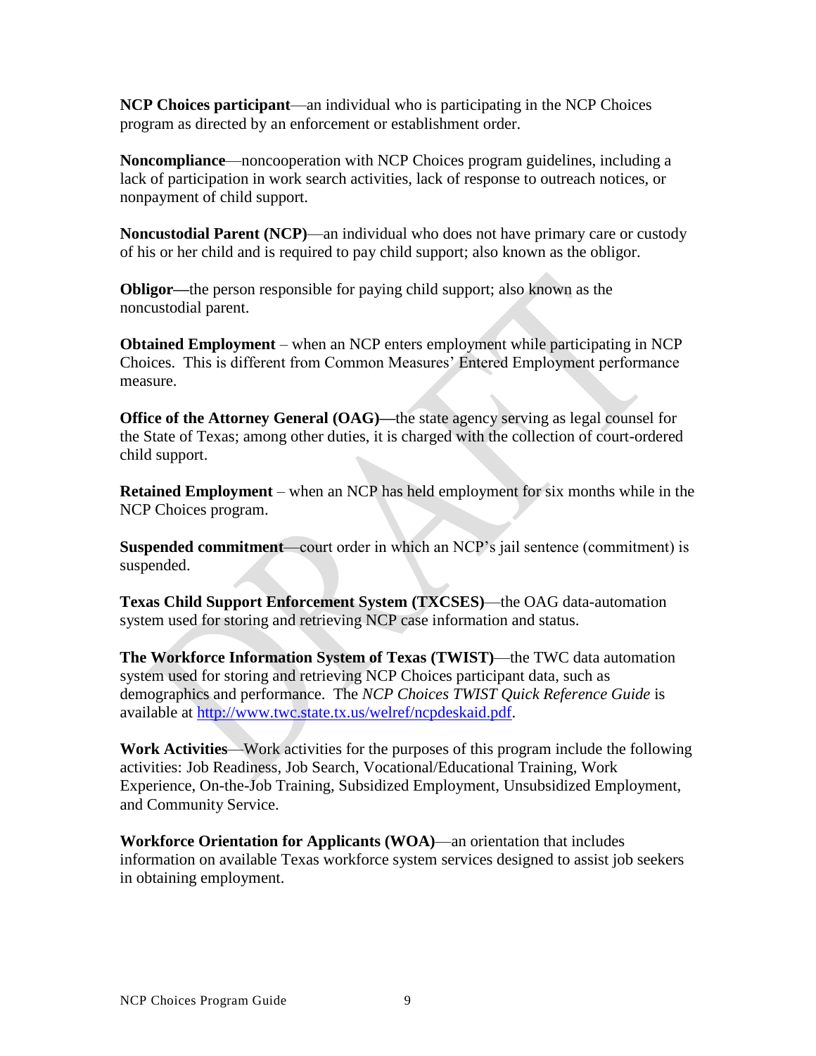**NCP Choices participant**—an individual who is participating in the NCP Choices program as directed by an enforcement or establishment order.

**Noncompliance**—noncooperation with NCP Choices program guidelines, including a lack of participation in work search activities, lack of response to outreach notices, or nonpayment of child support.

**Noncustodial Parent (NCP)**—an individual who does not have primary care or custody of his or her child and is required to pay child support; also known as the obligor.

**Obligor—**the person responsible for paying child support; also known as the noncustodial parent.

**Obtained Employment** – when an NCP enters employment while participating in NCP Choices. This is different from Common Measures' Entered Employment performance measure.

**Office of the Attorney General (OAG)—**the state agency serving as legal counsel for the State of Texas; among other duties, it is charged with the collection of court-ordered child support.

**Retained Employment** – when an NCP has held employment for six months while in the NCP Choices program.

**Suspended commitment**—court order in which an NCP's jail sentence (commitment) is suspended.

**Texas Child Support Enforcement System (TXCSES)**—the OAG data-automation system used for storing and retrieving NCP case information and status.

**The Workforce Information System of Texas (TWIST)**—the TWC data automation system used for storing and retrieving NCP Choices participant data, such as demographics and performance. The *NCP Choices TWIST Quick Reference Guide* is available at [http://www.twc.state.tx.us/welref/ncpdeskaid.pdf](http://www.twc.state.tx.us/welref/ncpdeskaid.pdf).

**Work Activities**—Work activities for the purposes of this program include the following activities: Job Readiness, Job Search, Vocational/Educational Training, Work Experience, On-the-Job Training, Subsidized Employment, Unsubsidized Employment, and Community Service.

**Workforce Orientation for Applicants (WOA)**—an orientation that includes information on available Texas workforce system services designed to assist job seekers in obtaining employment.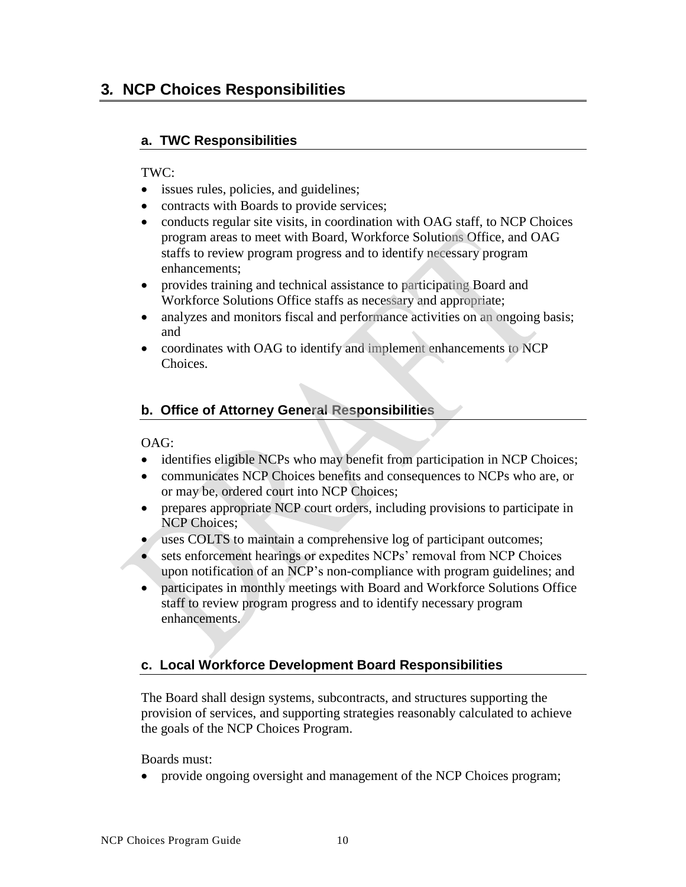## 3. NCP Choices Responsibilities

### a. TWC Responsibilities

TWC:

- issues rules, policies, and guidelines;
- contracts with Boards to provide services;
- conducts regular site visits, in coordination with OAG staff, to NCP Choices program areas to meet with Board, Workforce Solutions Office, and OAG staffs to review program progress and to identify necessary program enhancements;
- provides training and technical assistance to participating Board and Workforce Solutions Office staffs as necessary and appropriate;
- analyzes and monitors fiscal and performance activities on an ongoing basis; and
- coordinates with OAG to identify and implement enhancements to NCP Choices.

### b. Office of Attorney General Responsibilities

OAG:

- identifies eligible NCPs who may benefit from participation in NCP Choices;
- communicates NCP Choices benefits and consequences to NCPs who are, or or may be, ordered court into NCP Choices;
- prepares appropriate NCP court orders, including provisions to participate in NCP Choices;
- uses COLTS to maintain a comprehensive log of participant outcomes;
- sets enforcement hearings or expedites NCPs' removal from NCP Choices upon notification of an NCP's non-compliance with program guidelines; and
- participates in monthly meetings with Board and Workforce Solutions Office staff to review program progress and to identify necessary program enhancements.

### c. Local Workforce Development Board Responsibilities

The Board shall design systems, subcontracts, and structures supporting the provision of services, and supporting strategies reasonably calculated to achieve the goals of the NCP Choices Program.

Boards must:

- provide ongoing oversight and management of the NCP Choices program;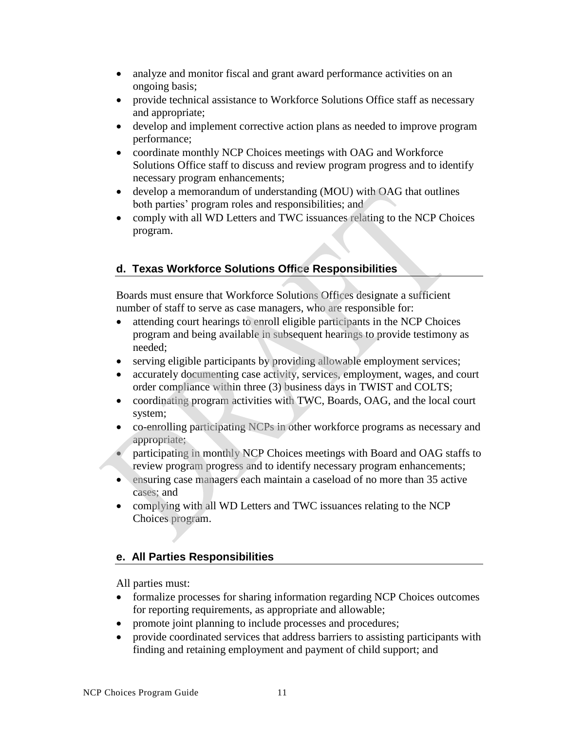- analyze and monitor fiscal and grant award performance activities on an ongoing basis;
- provide technical assistance to Workforce Solutions Office staff as necessary and appropriate;
- develop and implement corrective action plans as needed to improve program performance;
- coordinate monthly NCP Choices meetings with OAG and Workforce Solutions Office staff to discuss and review program progress and to identify necessary program enhancements;
- develop a memorandum of understanding (MOU) with OAG that outlines both parties' program roles and responsibilities; and
- comply with all WD Letters and TWC issuances relating to the NCP Choices program.

### d. Texas Workforce Solutions Office Responsibilities

Boards must ensure that Workforce Solutions Offices designate a sufficient number of staff to serve as case managers, who are responsible for:

- attending court hearings to enroll eligible participants in the NCP Choices program and being available in subsequent hearings to provide testimony as needed;
- serving eligible participants by providing allowable employment services;
- accurately documenting case activity, services, employment, wages, and court order compliance within three (3) business days in TWIST and COLTS;
- coordinating program activities with TWC, Boards, OAG, and the local court system;
- co-enrolling participating NCPs in other workforce programs as necessary and appropriate;
- participating in monthly NCP Choices meetings with Board and OAG staffs to review program progress and to identify necessary program enhancements;
- ensuring case managers each maintain a caseload of no more than 35 active cases; and
- complying with all WD Letters and TWC issuances relating to the NCP Choices program.

### e. All Parties Responsibilities

All parties must:

- formalize processes for sharing information regarding NCP Choices outcomes for reporting requirements, as appropriate and allowable;
- promote joint planning to include processes and procedures;
- provide coordinated services that address barriers to assisting participants with finding and retaining employment and payment of child support; and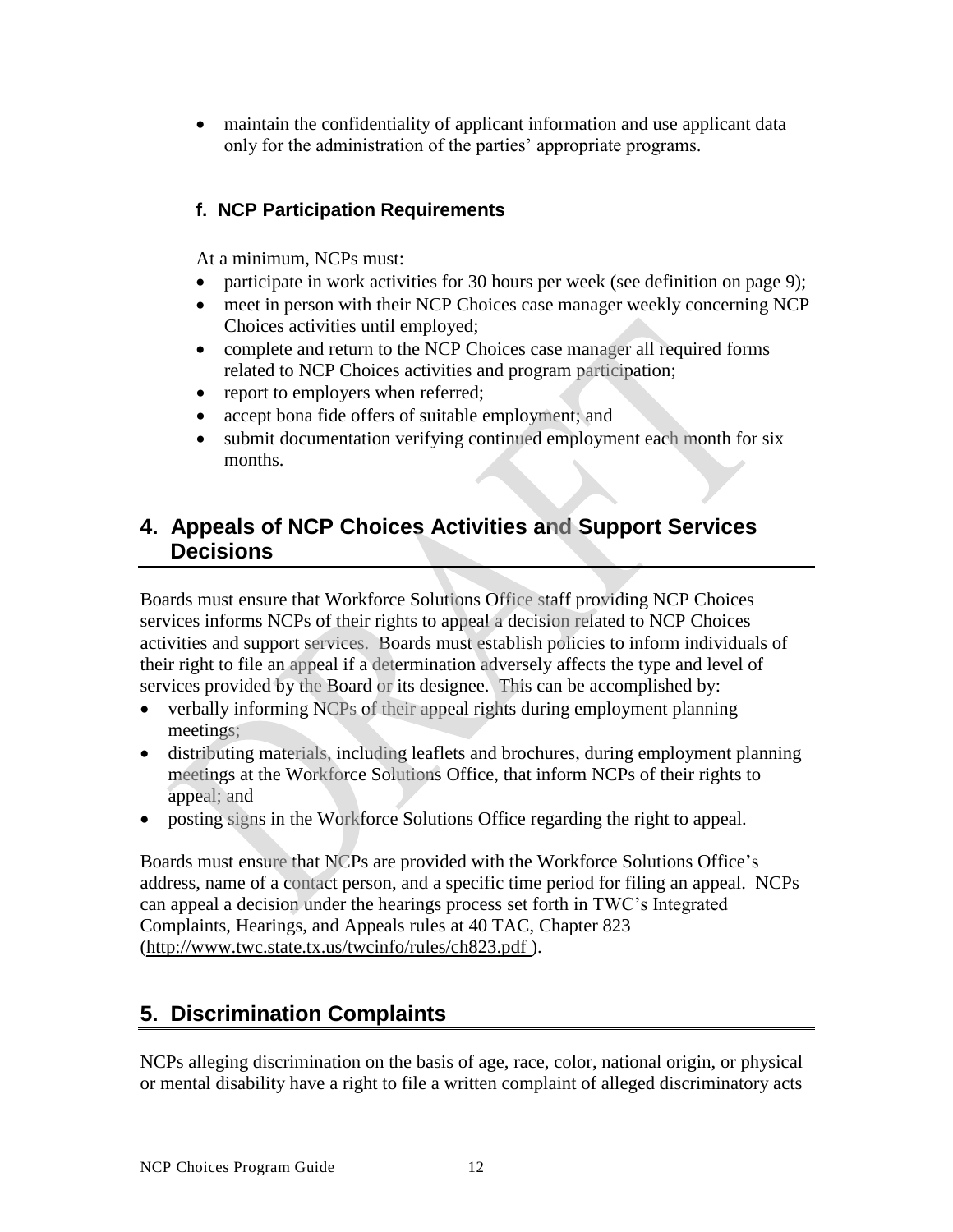- maintain the confidentiality of applicant information and use applicant data only for the administration of the parties' appropriate programs.

### f. NCP Participation Requirements

At a minimum, NCPs must:

- participate in work activities for 30 hours per week (see definition on page 9);
- meet in person with their NCP Choices case manager weekly concerning NCP Choices activities until employed;
- complete and return to the NCP Choices case manager all required forms related to NCP Choices activities and program participation;
- report to employers when referred;
- accept bona fide offers of suitable employment; and
- submit documentation verifying continued employment each month for six months.

## 4. Appeals of NCP Choices Activities and Support Services Decisions

Boards must ensure that Workforce Solutions Office staff providing NCP Choices services informs NCPs of their rights to appeal a decision related to NCP Choices activities and support services. Boards must establish policies to inform individuals of their right to file an appeal if a determination adversely affects the type and level of services provided by the Board or its designee. This can be accomplished by:

- verbally informing NCPs of their appeal rights during employment planning meetings;
- distributing materials, including leaflets and brochures, during employment planning meetings at the Workforce Solutions Office, that inform NCPs of their rights to appeal; and
- posting signs in the Workforce Solutions Office regarding the right to appeal.

Boards must ensure that NCPs are provided with the Workforce Solutions Office's address, name of a contact person, and a specific time period for filing an appeal. NCPs can appeal a decision under the hearings process set forth in TWC's Integrated Complaints, Hearings, and Appeals rules at 40 TAC, Chapter 823 (http://www.twc.state.tx.us/twcinfo/rules/ch823.pdf ).

## 5. Discrimination Complaints

NCPs alleging discrimination on the basis of age, race, color, national origin, or physical or mental disability have a right to file a written complaint of alleged discriminatory acts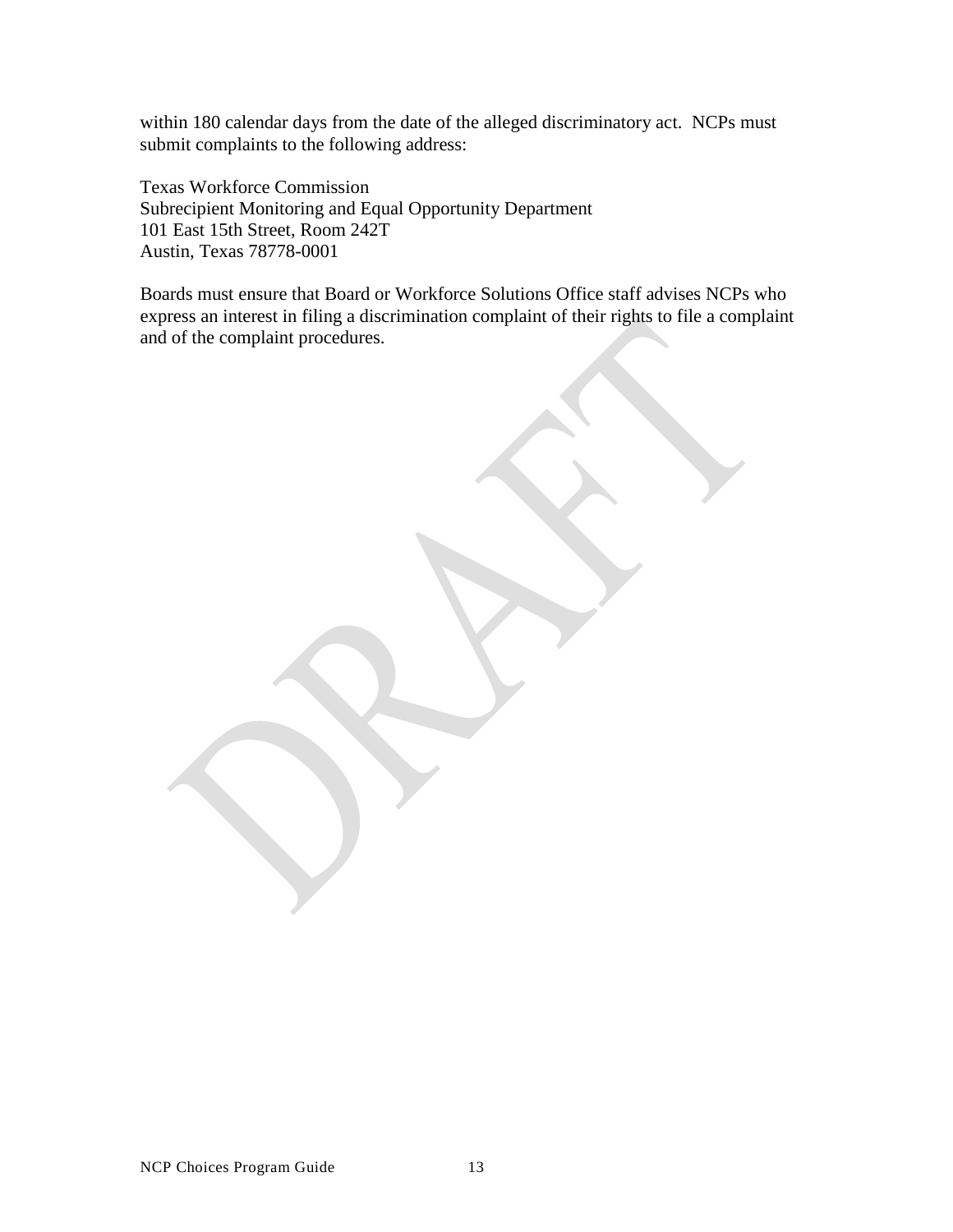within 180 calendar days from the date of the alleged discriminatory act. NCPs must submit complaints to the following address:

Texas Workforce Commission  
Subrecipient Monitoring and Equal Opportunity Department  
101 East 15th Street, Room 242T  
Austin, Texas 78778-0001

Boards must ensure that Board or Workforce Solutions Office staff advises NCPs who express an interest in filing a discrimination complaint of their rights to file a complaint and of the complaint procedures.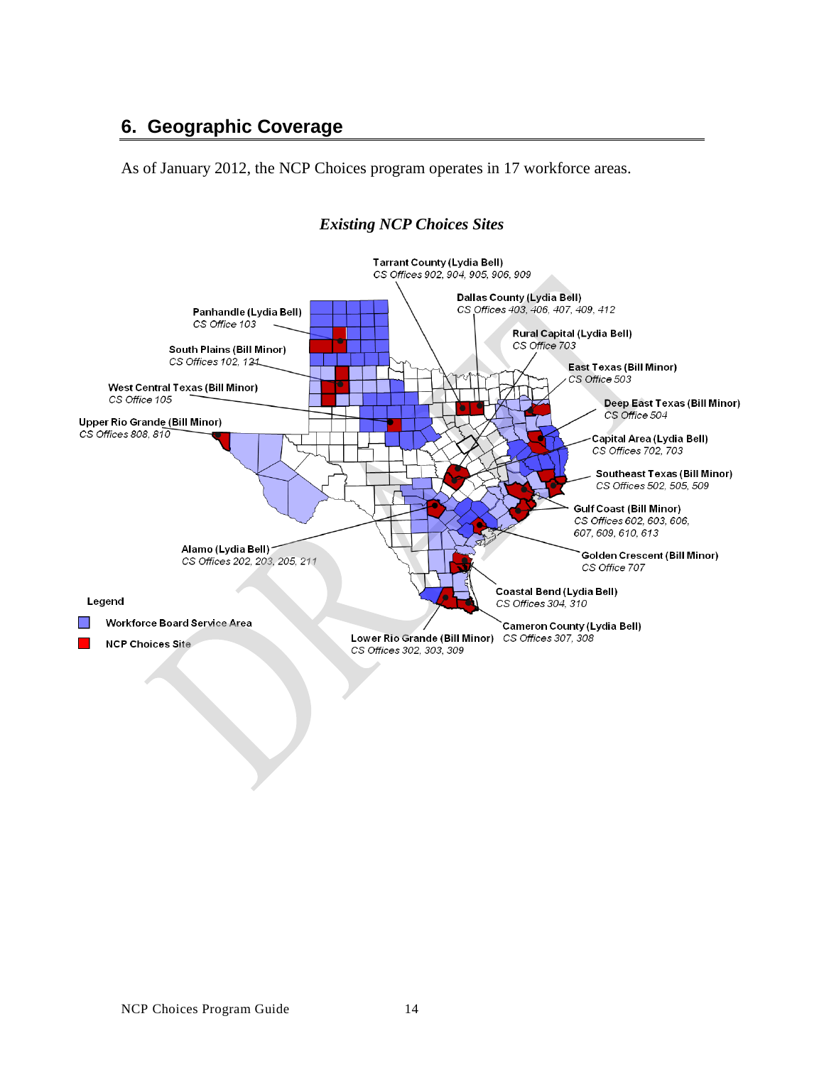## 6. Geographic Coverage

As of January 2012, the NCP Choices program operates in 17 workforce areas.

***Existing NCP Choices Sites***

Tarrant County (Lydia Bell)
*CS Offices 902, 904, 905, 906, 909*

Dallas County (Lydia Bell)
*CS Offices 403, 406, 407, 409, 412*

Panhandle (Lydia Bell)
*CS Office 103*

Rural Capital (Lydia Bell)
*CS Office 703*

South Plains (Bill Minor)
*CS Offices 102, 121*

East Texas (Bill Minor)
*CS Office 503*

West Central Texas (Bill Minor)
*CS Office 105*

Deep East Texas (Bill Minor)
*CS Office 504*

Upper Rio Grande (Bill Minor)
*CS Offices 808, 810*

Capital Area (Lydia Bell)
*CS Offices 702, 703*

Southeast Texas (Bill Minor)
*CS Offices 502, 505, 509*

Gulf Coast (Bill Minor)
*CS Offices 602, 603, 606, 607, 609, 610, 613*

Alamo (Lydia Bell)
*CS Offices 202, 203, 205, 211*

Golden Crescent (Bill Minor)
*CS Office 707*

Coastal Bend (Lydia Bell)
*CS Offices 304, 310*

Cameron County (Lydia Bell)
*CS Offices 307, 308*

Lower Rio Grande (Bill Minor)
*CS Offices 302, 303, 309*

Legend
- Workforce Board Service Area
- NCP Choices Site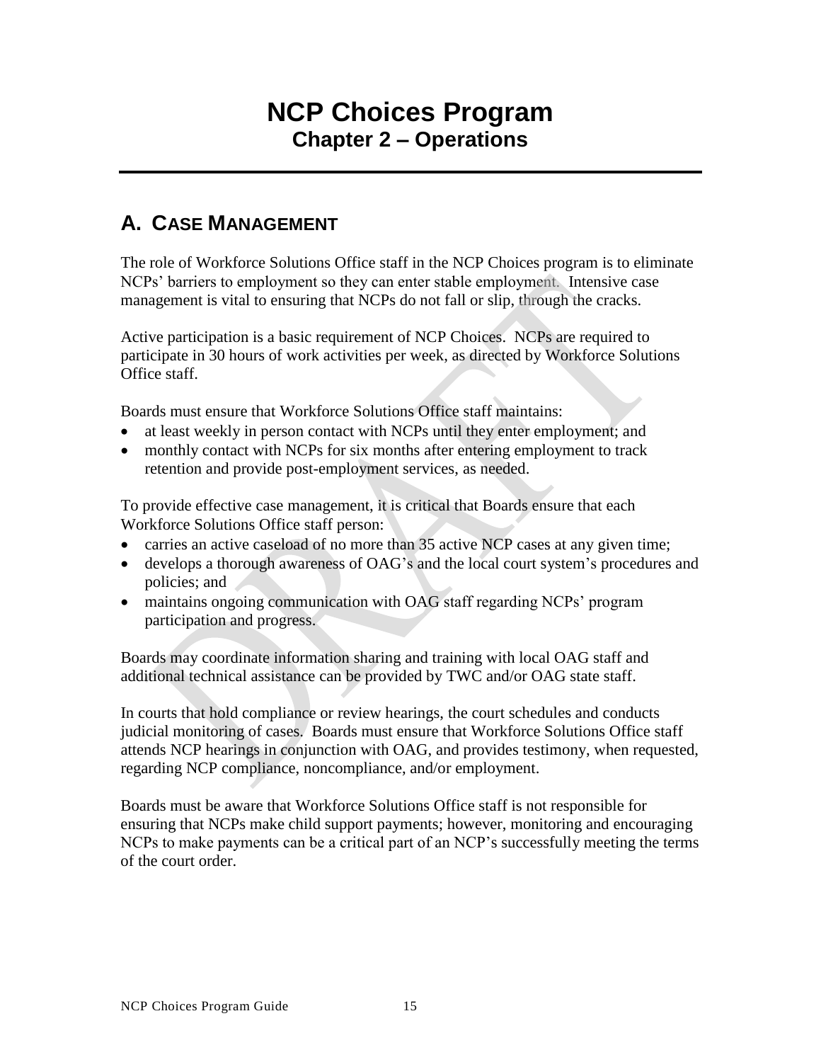# NCP Choices Program
## Chapter 2 – Operations

## A. Case Management

The role of Workforce Solutions Office staff in the NCP Choices program is to eliminate NCPs' barriers to employment so they can enter stable employment. Intensive case management is vital to ensuring that NCPs do not fall or slip, through the cracks.

Active participation is a basic requirement of NCP Choices. NCPs are required to participate in 30 hours of work activities per week, as directed by Workforce Solutions Office staff.

Boards must ensure that Workforce Solutions Office staff maintains:

- at least weekly in person contact with NCPs until they enter employment; and
- monthly contact with NCPs for six months after entering employment to track retention and provide post-employment services, as needed.

To provide effective case management, it is critical that Boards ensure that each Workforce Solutions Office staff person:

- carries an active caseload of no more than 35 active NCP cases at any given time;
- develops a thorough awareness of OAG's and the local court system's procedures and policies; and
- maintains ongoing communication with OAG staff regarding NCPs' program participation and progress.

Boards may coordinate information sharing and training with local OAG staff and additional technical assistance can be provided by TWC and/or OAG state staff.

In courts that hold compliance or review hearings, the court schedules and conducts judicial monitoring of cases. Boards must ensure that Workforce Solutions Office staff attends NCP hearings in conjunction with OAG, and provides testimony, when requested, regarding NCP compliance, noncompliance, and/or employment.

Boards must be aware that Workforce Solutions Office staff is not responsible for ensuring that NCPs make child support payments; however, monitoring and encouraging NCPs to make payments can be a critical part of an NCP's successfully meeting the terms of the court order.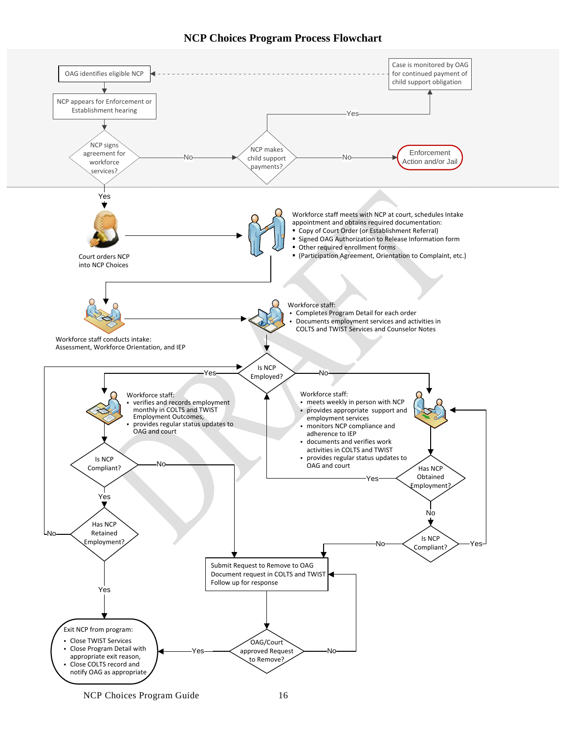# NCP Choices Program Process Flowchart

OAG identifies eligible NCP

NCP appears for Enforcement or Establishment hearing

NCP signs agreement for workforce services?

- No → NCP makes child support payments?
  - Yes → Case is monitored by OAG for continued payment of child support obligation → OAG identifies eligible NCP
  - No → Enforcement Action and/or Jail
- Yes → Court orders NCP into NCP Choices

Workforce staff meets with NCP at court, schedules Intake appointment and obtains required documentation:

- Copy of Court Order (or Establishment Referral)
- Signed OAG Authorization to Release Information form
- Other required enrollment forms
- (Participation Agreement, Orientation to Complaint, etc.)

Workforce staff conducts intake: Assessment, Workforce Orientation, and IEP

Workforce staff:

- Completes Program Detail for each order
- Documents employment services and activities in COLTS and TWIST Services and Counselor Notes

Is NCP Employed?

- Yes → Workforce staff:
  - verifies and records employment monthly in COLTS and TWIST Employment Outcomes,
  - provides regular status updates to OAG and court

  Is NCP Compliant?
  - No → Submit Request to Remove to OAG
  - Yes → Has NCP Retained Employment?
    - No → Is NCP Employed?
    - Yes → Exit NCP from program

- No → Workforce staff:
  - meets weekly in person with NCP
  - provides appropriate support and employment services
  - monitors NCP compliance and adherence to IEP
  - documents and verifies work activities in COLTS and TWIST
  - provides regular status updates to OAG and court

  Has NCP Obtained Employment?
  - Yes → Is NCP Employed?
  - No → Is NCP Compliant?
    - Yes → Workforce staff (weekly services)
    - No → Submit Request to Remove to OAG

Submit Request to Remove to OAG
Document request in COLTS and TWIST
Follow up for response

OAG/Court approved Request to Remove?

- No → Submit Request to Remove to OAG
- Yes → Exit NCP from program:
  - Close TWIST Services
  - Close Program Detail with appropriate exit reason,
  - Close COLTS record and notify OAG as appropriate

NCP Choices Program Guide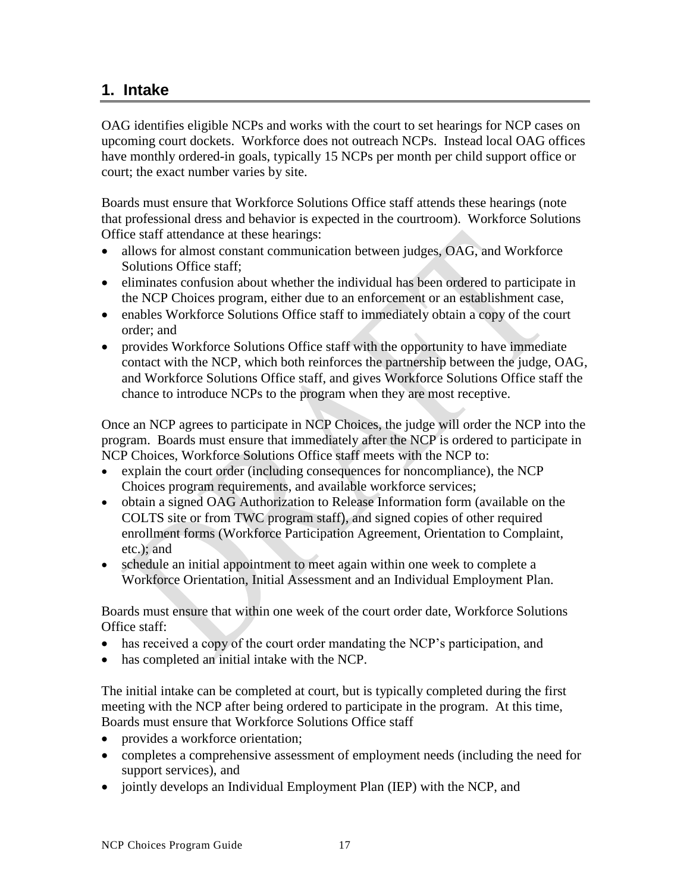## 1. Intake

OAG identifies eligible NCPs and works with the court to set hearings for NCP cases on upcoming court dockets. Workforce does not outreach NCPs. Instead local OAG offices have monthly ordered-in goals, typically 15 NCPs per month per child support office or court; the exact number varies by site.

Boards must ensure that Workforce Solutions Office staff attends these hearings (note that professional dress and behavior is expected in the courtroom). Workforce Solutions Office staff attendance at these hearings:

- allows for almost constant communication between judges, OAG, and Workforce Solutions Office staff;
- eliminates confusion about whether the individual has been ordered to participate in the NCP Choices program, either due to an enforcement or an establishment case,
- enables Workforce Solutions Office staff to immediately obtain a copy of the court order; and
- provides Workforce Solutions Office staff with the opportunity to have immediate contact with the NCP, which both reinforces the partnership between the judge, OAG, and Workforce Solutions Office staff, and gives Workforce Solutions Office staff the chance to introduce NCPs to the program when they are most receptive.

Once an NCP agrees to participate in NCP Choices, the judge will order the NCP into the program. Boards must ensure that immediately after the NCP is ordered to participate in NCP Choices, Workforce Solutions Office staff meets with the NCP to:

- explain the court order (including consequences for noncompliance), the NCP Choices program requirements, and available workforce services;
- obtain a signed OAG Authorization to Release Information form (available on the COLTS site or from TWC program staff), and signed copies of other required enrollment forms (Workforce Participation Agreement, Orientation to Complaint, etc.); and
- schedule an initial appointment to meet again within one week to complete a Workforce Orientation, Initial Assessment and an Individual Employment Plan.

Boards must ensure that within one week of the court order date, Workforce Solutions Office staff:

- has received a copy of the court order mandating the NCP's participation, and
- has completed an initial intake with the NCP.

The initial intake can be completed at court, but is typically completed during the first meeting with the NCP after being ordered to participate in the program. At this time, Boards must ensure that Workforce Solutions Office staff

- provides a workforce orientation;
- completes a comprehensive assessment of employment needs (including the need for support services), and
- jointly develops an Individual Employment Plan (IEP) with the NCP, and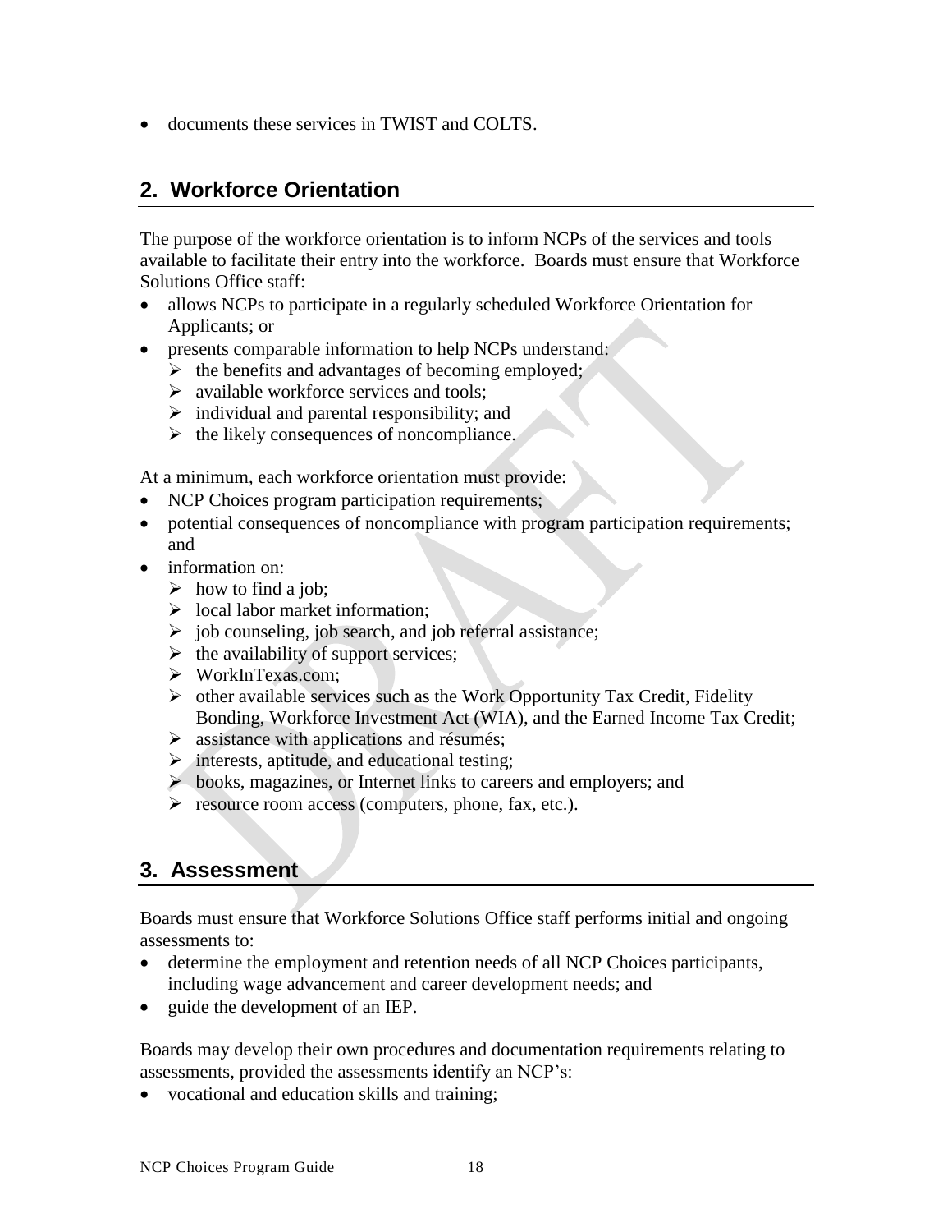- documents these services in TWIST and COLTS.

## 2. Workforce Orientation

The purpose of the workforce orientation is to inform NCPs of the services and tools available to facilitate their entry into the workforce. Boards must ensure that Workforce Solutions Office staff:

- allows NCPs to participate in a regularly scheduled Workforce Orientation for Applicants; or
- presents comparable information to help NCPs understand:
  - the benefits and advantages of becoming employed;
  - available workforce services and tools;
  - individual and parental responsibility; and
  - the likely consequences of noncompliance.

At a minimum, each workforce orientation must provide:

- NCP Choices program participation requirements;
- potential consequences of noncompliance with program participation requirements; and
- information on:
  - how to find a job;
  - local labor market information;
  - job counseling, job search, and job referral assistance;
  - the availability of support services;
  - WorkInTexas.com;
  - other available services such as the Work Opportunity Tax Credit, Fidelity Bonding, Workforce Investment Act (WIA), and the Earned Income Tax Credit;
  - assistance with applications and résumés;
  - interests, aptitude, and educational testing;
  - books, magazines, or Internet links to careers and employers; and
  - resource room access (computers, phone, fax, etc.).

## 3. Assessment

Boards must ensure that Workforce Solutions Office staff performs initial and ongoing assessments to:

- determine the employment and retention needs of all NCP Choices participants, including wage advancement and career development needs; and
- guide the development of an IEP.

Boards may develop their own procedures and documentation requirements relating to assessments, provided the assessments identify an NCP's:

- vocational and education skills and training;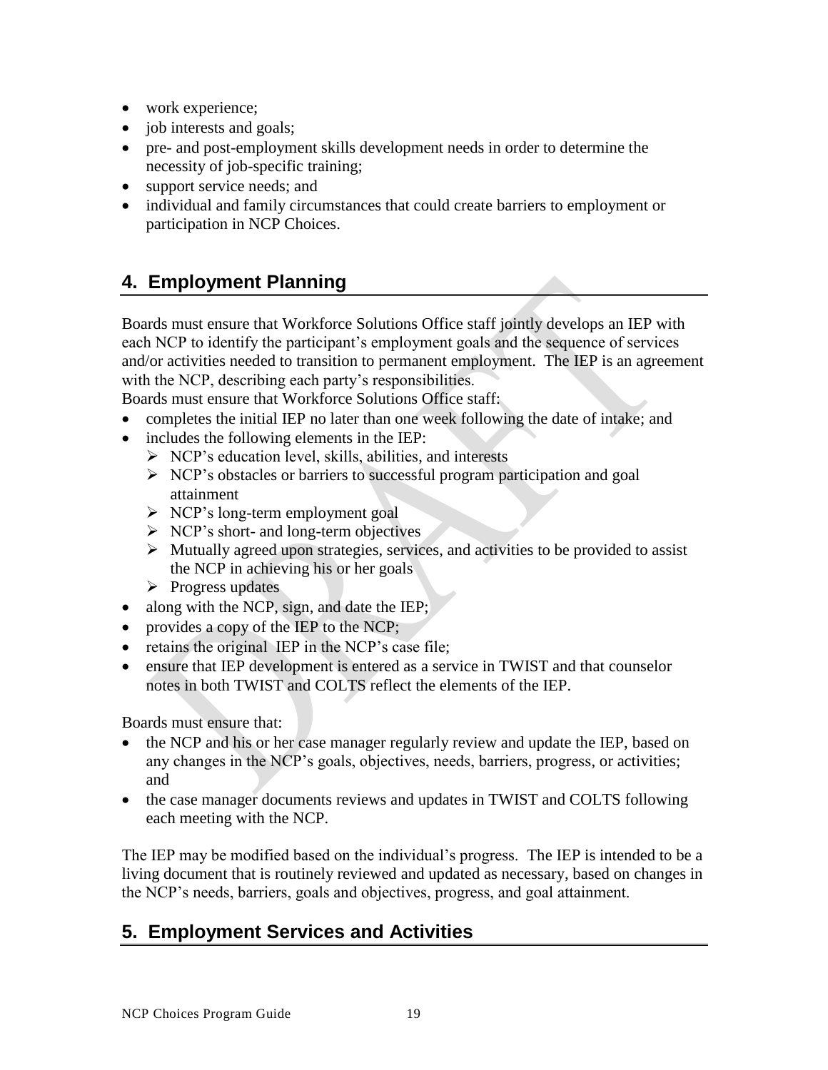- work experience;
- job interests and goals;
- pre- and post-employment skills development needs in order to determine the necessity of job-specific training;
- support service needs; and
- individual and family circumstances that could create barriers to employment or participation in NCP Choices.

## 4. Employment Planning

Boards must ensure that Workforce Solutions Office staff jointly develops an IEP with each NCP to identify the participant's employment goals and the sequence of services and/or activities needed to transition to permanent employment. The IEP is an agreement with the NCP, describing each party's responsibilities.
Boards must ensure that Workforce Solutions Office staff:

- completes the initial IEP no later than one week following the date of intake; and
- includes the following elements in the IEP:
  - NCP's education level, skills, abilities, and interests
  - NCP's obstacles or barriers to successful program participation and goal attainment
  - NCP's long-term employment goal
  - NCP's short- and long-term objectives
  - Mutually agreed upon strategies, services, and activities to be provided to assist the NCP in achieving his or her goals
  - Progress updates
- along with the NCP, sign, and date the IEP;
- provides a copy of the IEP to the NCP;
- retains the original IEP in the NCP's case file;
- ensure that IEP development is entered as a service in TWIST and that counselor notes in both TWIST and COLTS reflect the elements of the IEP.

Boards must ensure that:

- the NCP and his or her case manager regularly review and update the IEP, based on any changes in the NCP's goals, objectives, needs, barriers, progress, or activities; and
- the case manager documents reviews and updates in TWIST and COLTS following each meeting with the NCP.

The IEP may be modified based on the individual's progress. The IEP is intended to be a living document that is routinely reviewed and updated as necessary, based on changes in the NCP's needs, barriers, goals and objectives, progress, and goal attainment.

## 5. Employment Services and Activities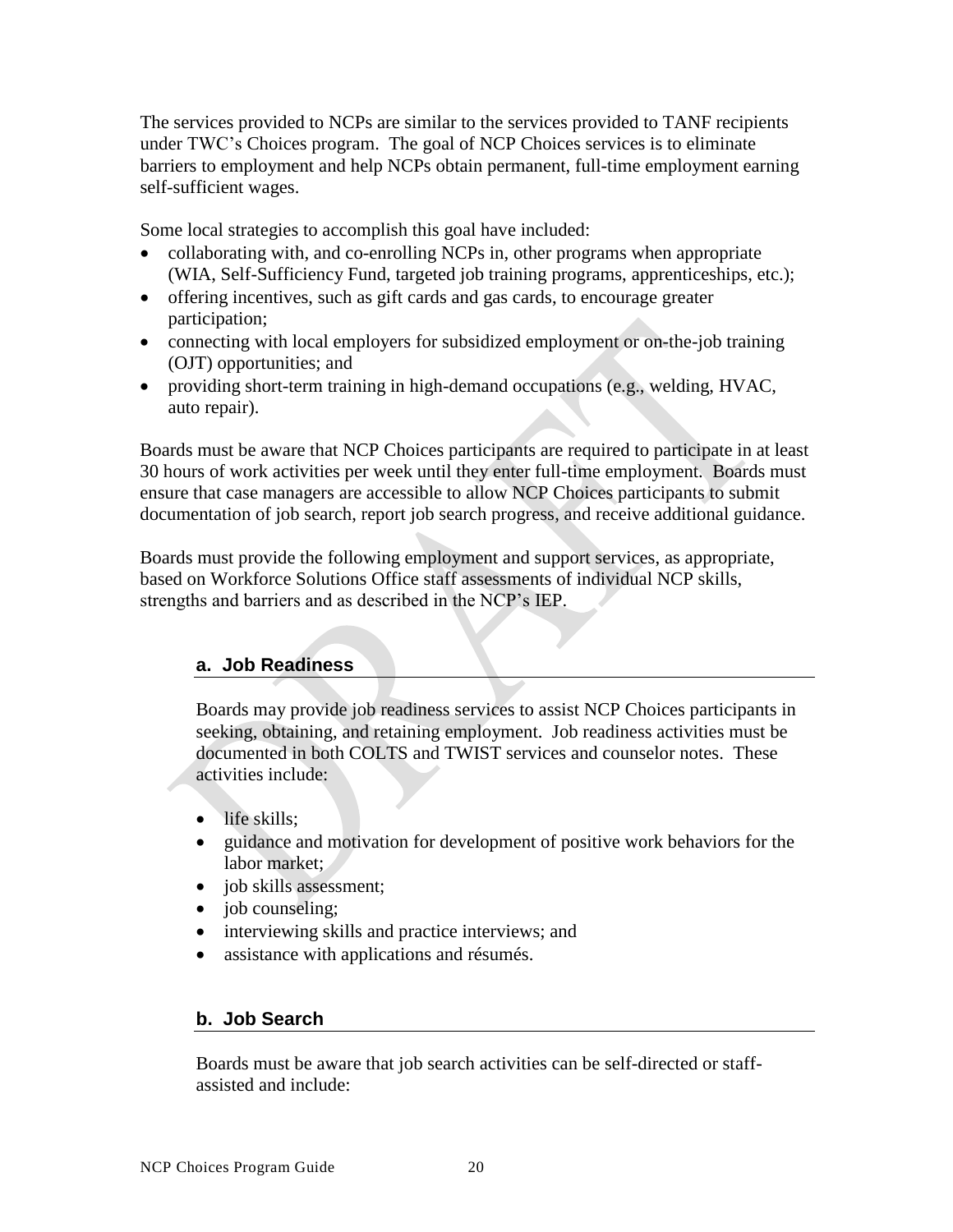The services provided to NCPs are similar to the services provided to TANF recipients under TWC's Choices program. The goal of NCP Choices services is to eliminate barriers to employment and help NCPs obtain permanent, full-time employment earning self-sufficient wages.

Some local strategies to accomplish this goal have included:

- collaborating with, and co-enrolling NCPs in, other programs when appropriate (WIA, Self-Sufficiency Fund, targeted job training programs, apprenticeships, etc.);
- offering incentives, such as gift cards and gas cards, to encourage greater participation;
- connecting with local employers for subsidized employment or on-the-job training (OJT) opportunities; and
- providing short-term training in high-demand occupations (e.g., welding, HVAC, auto repair).

Boards must be aware that NCP Choices participants are required to participate in at least 30 hours of work activities per week until they enter full-time employment. Boards must ensure that case managers are accessible to allow NCP Choices participants to submit documentation of job search, report job search progress, and receive additional guidance.

Boards must provide the following employment and support services, as appropriate, based on Workforce Solutions Office staff assessments of individual NCP skills, strengths and barriers and as described in the NCP's IEP.

### a. Job Readiness

Boards may provide job readiness services to assist NCP Choices participants in seeking, obtaining, and retaining employment. Job readiness activities must be documented in both COLTS and TWIST services and counselor notes. These activities include:

- life skills;
- guidance and motivation for development of positive work behaviors for the labor market;
- job skills assessment;
- job counseling;
- interviewing skills and practice interviews; and
- assistance with applications and résumés.

### b. Job Search

Boards must be aware that job search activities can be self-directed or staff-assisted and include: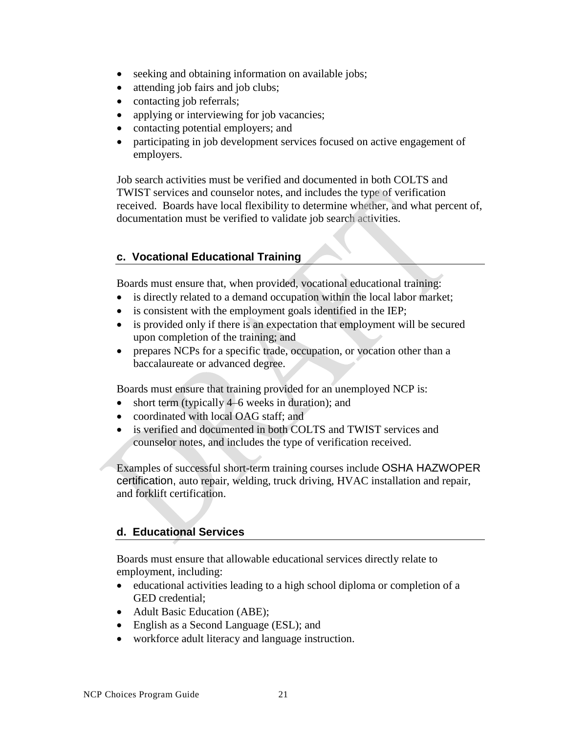- seeking and obtaining information on available jobs;
- attending job fairs and job clubs;
- contacting job referrals;
- applying or interviewing for job vacancies;
- contacting potential employers; and
- participating in job development services focused on active engagement of employers.

Job search activities must be verified and documented in both COLTS and TWIST services and counselor notes, and includes the type of verification received. Boards have local flexibility to determine whether, and what percent of, documentation must be verified to validate job search activities.

### c. Vocational Educational Training

Boards must ensure that, when provided, vocational educational training:

- is directly related to a demand occupation within the local labor market;
- is consistent with the employment goals identified in the IEP;
- is provided only if there is an expectation that employment will be secured upon completion of the training; and
- prepares NCPs for a specific trade, occupation, or vocation other than a baccalaureate or advanced degree.

Boards must ensure that training provided for an unemployed NCP is:

- short term (typically 4–6 weeks in duration); and
- coordinated with local OAG staff; and
- is verified and documented in both COLTS and TWIST services and counselor notes, and includes the type of verification received.

Examples of successful short-term training courses include OSHA HAZWOPER certification, auto repair, welding, truck driving, HVAC installation and repair, and forklift certification.

### d. Educational Services

Boards must ensure that allowable educational services directly relate to employment, including:

- educational activities leading to a high school diploma or completion of a GED credential;
- Adult Basic Education (ABE);
- English as a Second Language (ESL); and
- workforce adult literacy and language instruction.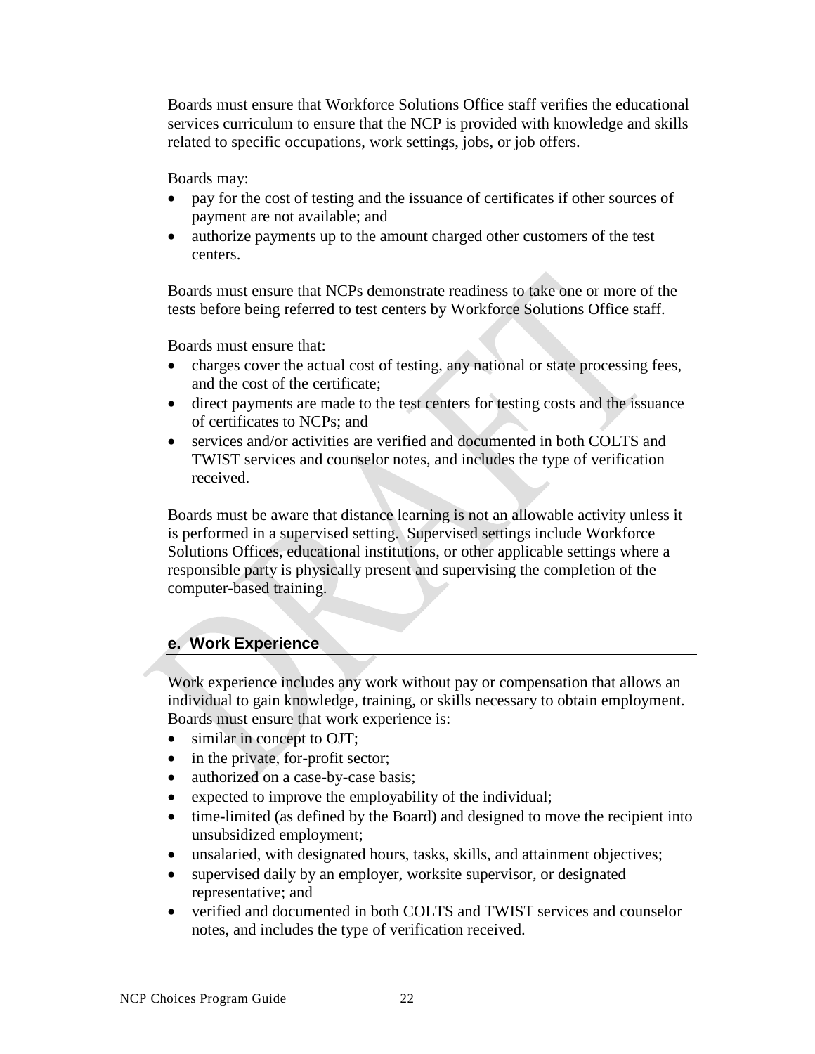Boards must ensure that Workforce Solutions Office staff verifies the educational services curriculum to ensure that the NCP is provided with knowledge and skills related to specific occupations, work settings, jobs, or job offers.

Boards may:

- pay for the cost of testing and the issuance of certificates if other sources of payment are not available; and
- authorize payments up to the amount charged other customers of the test centers.

Boards must ensure that NCPs demonstrate readiness to take one or more of the tests before being referred to test centers by Workforce Solutions Office staff.

Boards must ensure that:

- charges cover the actual cost of testing, any national or state processing fees, and the cost of the certificate;
- direct payments are made to the test centers for testing costs and the issuance of certificates to NCPs; and
- services and/or activities are verified and documented in both COLTS and TWIST services and counselor notes, and includes the type of verification received.

Boards must be aware that distance learning is not an allowable activity unless it is performed in a supervised setting. Supervised settings include Workforce Solutions Offices, educational institutions, or other applicable settings where a responsible party is physically present and supervising the completion of the computer-based training.

### e. Work Experience

Work experience includes any work without pay or compensation that allows an individual to gain knowledge, training, or skills necessary to obtain employment. Boards must ensure that work experience is:

- similar in concept to OJT;
- in the private, for-profit sector;
- authorized on a case-by-case basis;
- expected to improve the employability of the individual;
- time-limited (as defined by the Board) and designed to move the recipient into unsubsidized employment;
- unsalaried, with designated hours, tasks, skills, and attainment objectives;
- supervised daily by an employer, worksite supervisor, or designated representative; and
- verified and documented in both COLTS and TWIST services and counselor notes, and includes the type of verification received.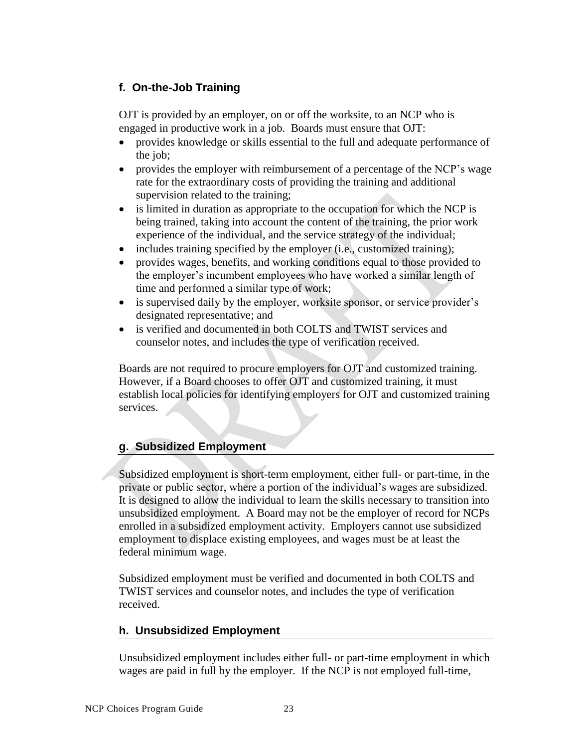### f. On-the-Job Training

OJT is provided by an employer, on or off the worksite, to an NCP who is engaged in productive work in a job. Boards must ensure that OJT:

- provides knowledge or skills essential to the full and adequate performance of the job;
- provides the employer with reimbursement of a percentage of the NCP's wage rate for the extraordinary costs of providing the training and additional supervision related to the training;
- is limited in duration as appropriate to the occupation for which the NCP is being trained, taking into account the content of the training, the prior work experience of the individual, and the service strategy of the individual;
- includes training specified by the employer (i.e., customized training);
- provides wages, benefits, and working conditions equal to those provided to the employer's incumbent employees who have worked a similar length of time and performed a similar type of work;
- is supervised daily by the employer, worksite sponsor, or service provider's designated representative; and
- is verified and documented in both COLTS and TWIST services and counselor notes, and includes the type of verification received.

Boards are not required to procure employers for OJT and customized training. However, if a Board chooses to offer OJT and customized training, it must establish local policies for identifying employers for OJT and customized training services.

### g. Subsidized Employment

Subsidized employment is short-term employment, either full- or part-time, in the private or public sector, where a portion of the individual's wages are subsidized. It is designed to allow the individual to learn the skills necessary to transition into unsubsidized employment. A Board may not be the employer of record for NCPs enrolled in a subsidized employment activity. Employers cannot use subsidized employment to displace existing employees, and wages must be at least the federal minimum wage.

Subsidized employment must be verified and documented in both COLTS and TWIST services and counselor notes, and includes the type of verification received.

### h. Unsubsidized Employment

Unsubsidized employment includes either full- or part-time employment in which wages are paid in full by the employer. If the NCP is not employed full-time,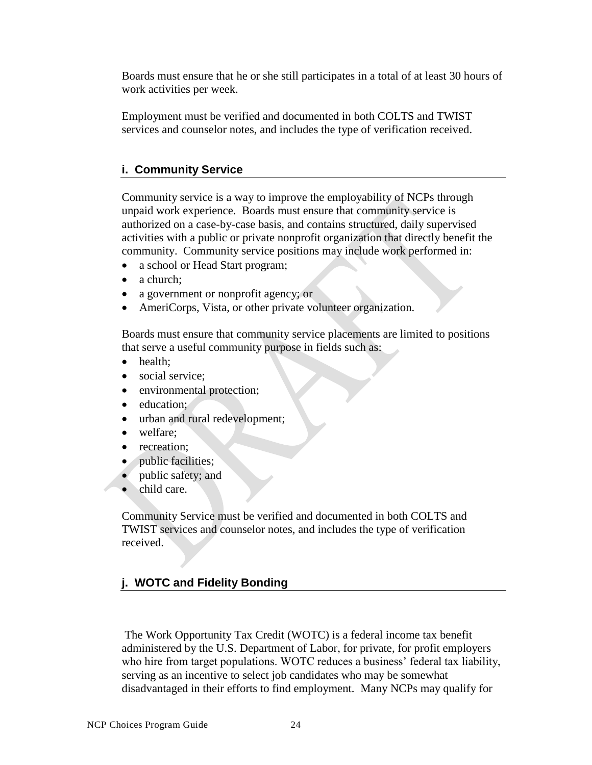Boards must ensure that he or she still participates in a total of at least 30 hours of work activities per week.

Employment must be verified and documented in both COLTS and TWIST services and counselor notes, and includes the type of verification received.

### i. Community Service

Community service is a way to improve the employability of NCPs through unpaid work experience. Boards must ensure that community service is authorized on a case-by-case basis, and contains structured, daily supervised activities with a public or private nonprofit organization that directly benefit the community. Community service positions may include work performed in:

- a school or Head Start program;
- a church;
- a government or nonprofit agency; or
- AmeriCorps, Vista, or other private volunteer organization.

Boards must ensure that community service placements are limited to positions that serve a useful community purpose in fields such as:

- health;
- social service;
- environmental protection;
- education;
- urban and rural redevelopment;
- welfare;
- recreation;
- public facilities;
- public safety; and
- child care.

Community Service must be verified and documented in both COLTS and TWIST services and counselor notes, and includes the type of verification received.

### j. WOTC and Fidelity Bonding

The Work Opportunity Tax Credit (WOTC) is a federal income tax benefit administered by the U.S. Department of Labor, for private, for profit employers who hire from target populations. WOTC reduces a business' federal tax liability, serving as an incentive to select job candidates who may be somewhat disadvantaged in their efforts to find employment. Many NCPs may qualify for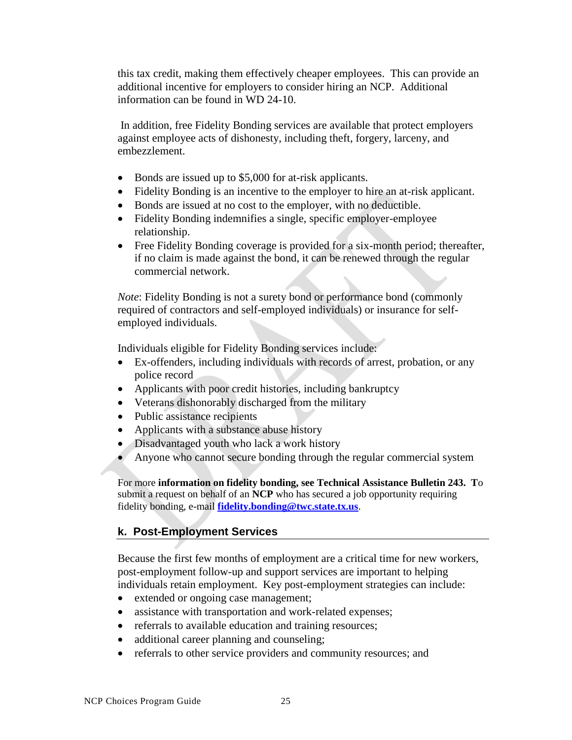this tax credit, making them effectively cheaper employees. This can provide an additional incentive for employers to consider hiring an NCP. Additional information can be found in WD 24-10.

In addition, free Fidelity Bonding services are available that protect employers against employee acts of dishonesty, including theft, forgery, larceny, and embezzlement.

- Bonds are issued up to $5,000 for at-risk applicants.
- Fidelity Bonding is an incentive to the employer to hire an at-risk applicant.
- Bonds are issued at no cost to the employer, with no deductible.
- Fidelity Bonding indemnifies a single, specific employer-employee relationship.
- Free Fidelity Bonding coverage is provided for a six-month period; thereafter, if no claim is made against the bond, it can be renewed through the regular commercial network.

*Note*: Fidelity Bonding is not a surety bond or performance bond (commonly required of contractors and self-employed individuals) or insurance for self-employed individuals.

Individuals eligible for Fidelity Bonding services include:

- Ex-offenders, including individuals with records of arrest, probation, or any police record
- Applicants with poor credit histories, including bankruptcy
- Veterans dishonorably discharged from the military
- Public assistance recipients
- Applicants with a substance abuse history
- Disadvantaged youth who lack a work history
- Anyone who cannot secure bonding through the regular commercial system

For more **information on fidelity bonding, see Technical Assistance Bulletin 243.** **T**o submit a request on behalf of an **NCP** who has secured a job opportunity requiring fidelity bonding, e-mail **fidelity.bonding@twc.state.tx.us**.

## k. Post-Employment Services

Because the first few months of employment are a critical time for new workers, post-employment follow-up and support services are important to helping individuals retain employment. Key post-employment strategies can include:

- extended or ongoing case management;
- assistance with transportation and work-related expenses;
- referrals to available education and training resources;
- additional career planning and counseling;
- referrals to other service providers and community resources; and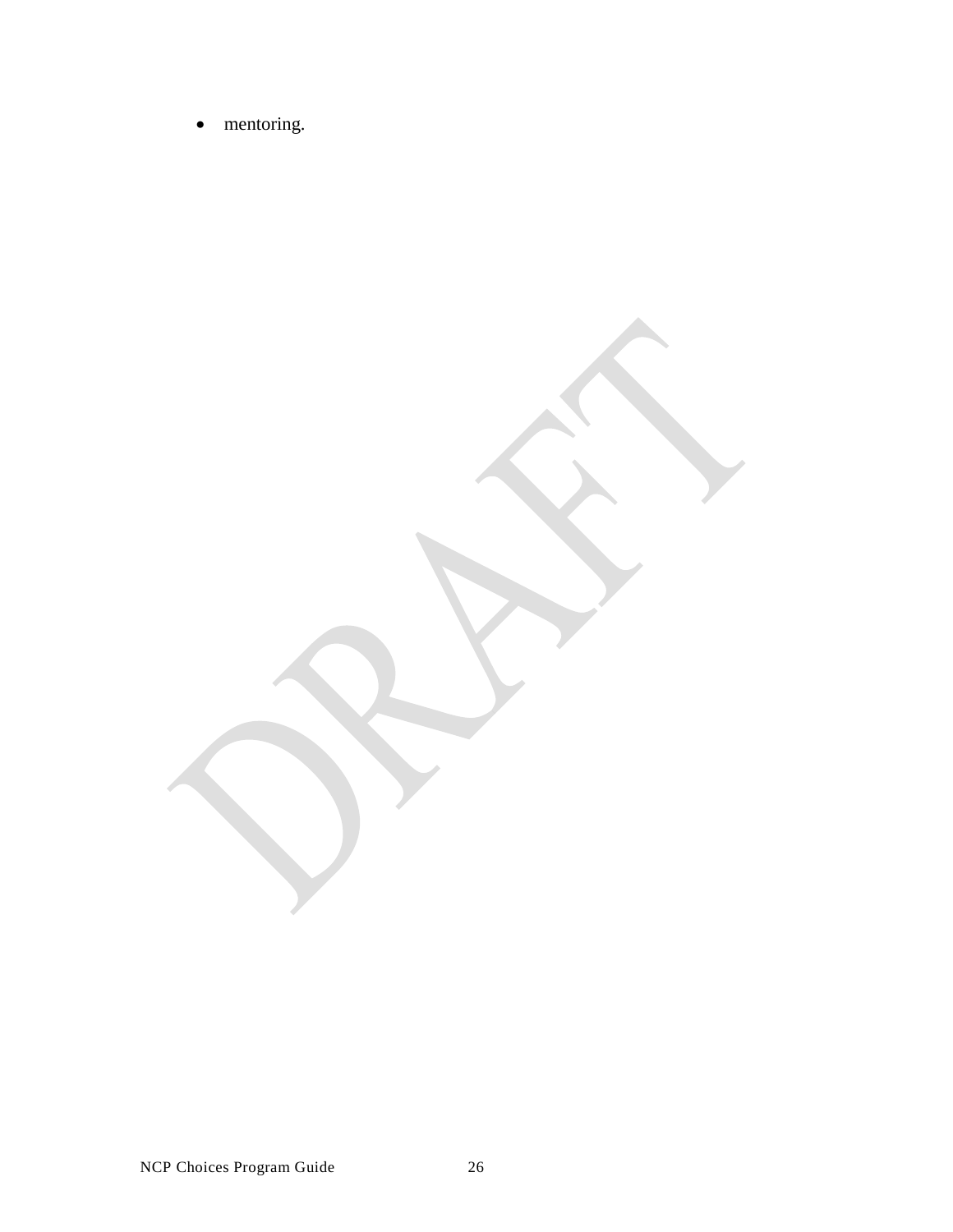- mentoring.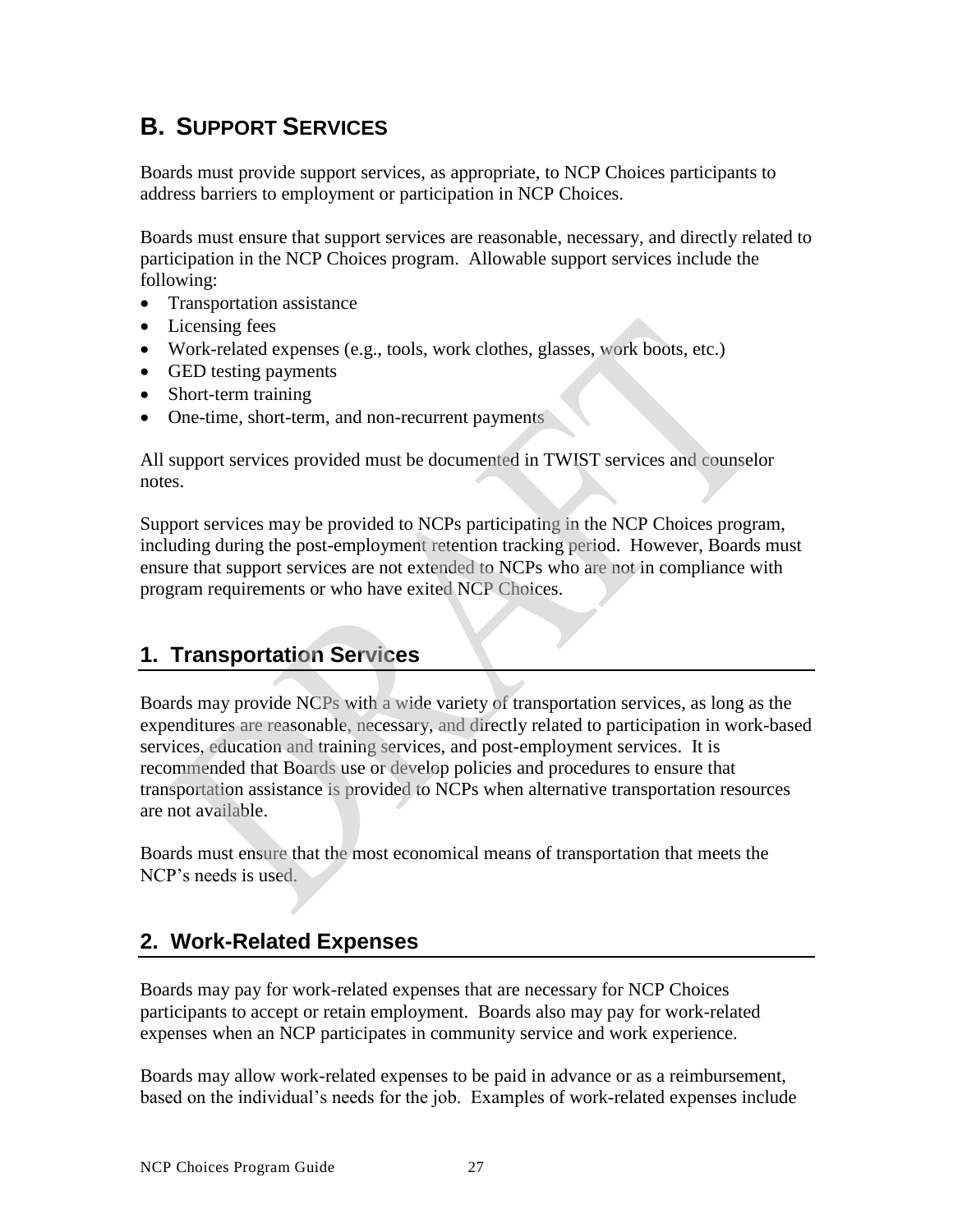## B. Support Services

Boards must provide support services, as appropriate, to NCP Choices participants to address barriers to employment or participation in NCP Choices.

Boards must ensure that support services are reasonable, necessary, and directly related to participation in the NCP Choices program. Allowable support services include the following:

- Transportation assistance
- Licensing fees
- Work-related expenses (e.g., tools, work clothes, glasses, work boots, etc.)
- GED testing payments
- Short-term training
- One-time, short-term, and non-recurrent payments

All support services provided must be documented in TWIST services and counselor notes.

Support services may be provided to NCPs participating in the NCP Choices program, including during the post-employment retention tracking period. However, Boards must ensure that support services are not extended to NCPs who are not in compliance with program requirements or who have exited NCP Choices.

### 1. Transportation Services

Boards may provide NCPs with a wide variety of transportation services, as long as the expenditures are reasonable, necessary, and directly related to participation in work-based services, education and training services, and post-employment services. It is recommended that Boards use or develop policies and procedures to ensure that transportation assistance is provided to NCPs when alternative transportation resources are not available.

Boards must ensure that the most economical means of transportation that meets the NCP's needs is used.

### 2. Work-Related Expenses

Boards may pay for work-related expenses that are necessary for NCP Choices participants to accept or retain employment. Boards also may pay for work-related expenses when an NCP participates in community service and work experience.

Boards may allow work-related expenses to be paid in advance or as a reimbursement, based on the individual's needs for the job. Examples of work-related expenses include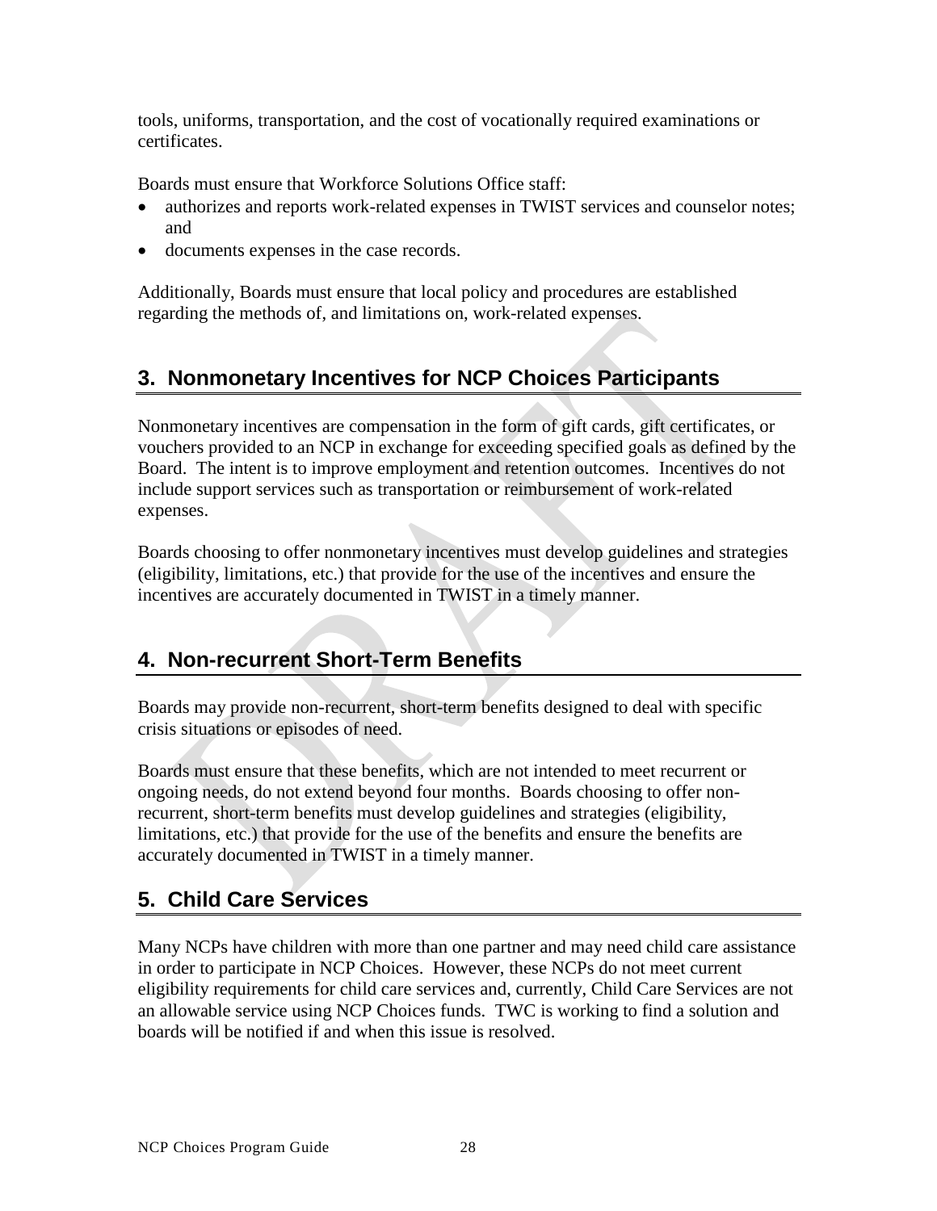tools, uniforms, transportation, and the cost of vocationally required examinations or certificates.

Boards must ensure that Workforce Solutions Office staff:

- authorizes and reports work-related expenses in TWIST services and counselor notes; and
- documents expenses in the case records.

Additionally, Boards must ensure that local policy and procedures are established regarding the methods of, and limitations on, work-related expenses.

## 3. Nonmonetary Incentives for NCP Choices Participants

Nonmonetary incentives are compensation in the form of gift cards, gift certificates, or vouchers provided to an NCP in exchange for exceeding specified goals as defined by the Board. The intent is to improve employment and retention outcomes. Incentives do not include support services such as transportation or reimbursement of work-related expenses.

Boards choosing to offer nonmonetary incentives must develop guidelines and strategies (eligibility, limitations, etc.) that provide for the use of the incentives and ensure the incentives are accurately documented in TWIST in a timely manner.

## 4. Non-recurrent Short-Term Benefits

Boards may provide non-recurrent, short-term benefits designed to deal with specific crisis situations or episodes of need.

Boards must ensure that these benefits, which are not intended to meet recurrent or ongoing needs, do not extend beyond four months. Boards choosing to offer non-recurrent, short-term benefits must develop guidelines and strategies (eligibility, limitations, etc.) that provide for the use of the benefits and ensure the benefits are accurately documented in TWIST in a timely manner.

## 5. Child Care Services

Many NCPs have children with more than one partner and may need child care assistance in order to participate in NCP Choices. However, these NCPs do not meet current eligibility requirements for child care services and, currently, Child Care Services are not an allowable service using NCP Choices funds. TWC is working to find a solution and boards will be notified if and when this issue is resolved.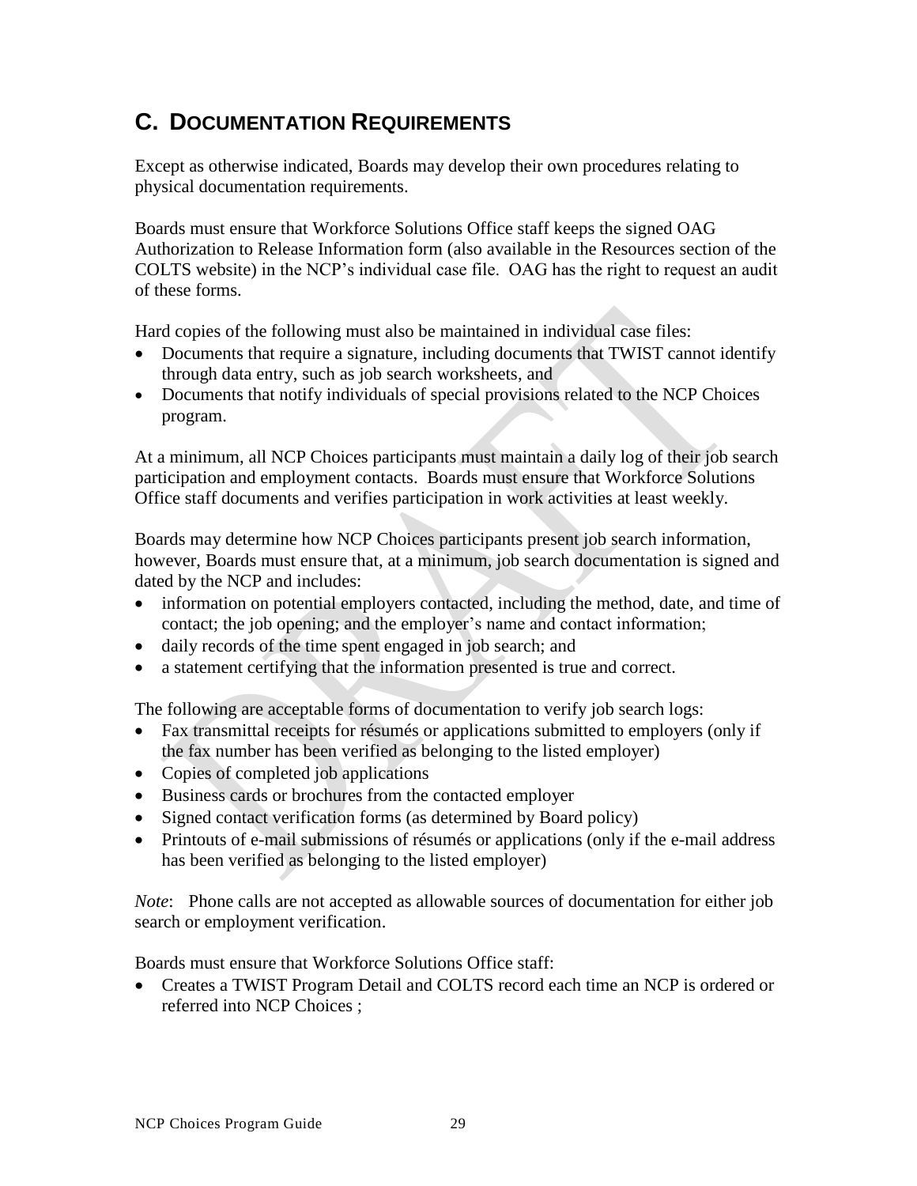## C. Documentation Requirements

Except as otherwise indicated, Boards may develop their own procedures relating to physical documentation requirements.

Boards must ensure that Workforce Solutions Office staff keeps the signed OAG Authorization to Release Information form (also available in the Resources section of the COLTS website) in the NCP's individual case file. OAG has the right to request an audit of these forms.

Hard copies of the following must also be maintained in individual case files:

- Documents that require a signature, including documents that TWIST cannot identify through data entry, such as job search worksheets, and
- Documents that notify individuals of special provisions related to the NCP Choices program.

At a minimum, all NCP Choices participants must maintain a daily log of their job search participation and employment contacts. Boards must ensure that Workforce Solutions Office staff documents and verifies participation in work activities at least weekly.

Boards may determine how NCP Choices participants present job search information, however, Boards must ensure that, at a minimum, job search documentation is signed and dated by the NCP and includes:

- information on potential employers contacted, including the method, date, and time of contact; the job opening; and the employer's name and contact information;
- daily records of the time spent engaged in job search; and
- a statement certifying that the information presented is true and correct.

The following are acceptable forms of documentation to verify job search logs:

- Fax transmittal receipts for résumés or applications submitted to employers (only if the fax number has been verified as belonging to the listed employer)
- Copies of completed job applications
- Business cards or brochures from the contacted employer
- Signed contact verification forms (as determined by Board policy)
- Printouts of e-mail submissions of résumés or applications (only if the e-mail address has been verified as belonging to the listed employer)

*Note*: Phone calls are not accepted as allowable sources of documentation for either job search or employment verification.

Boards must ensure that Workforce Solutions Office staff:

- Creates a TWIST Program Detail and COLTS record each time an NCP is ordered or referred into NCP Choices ;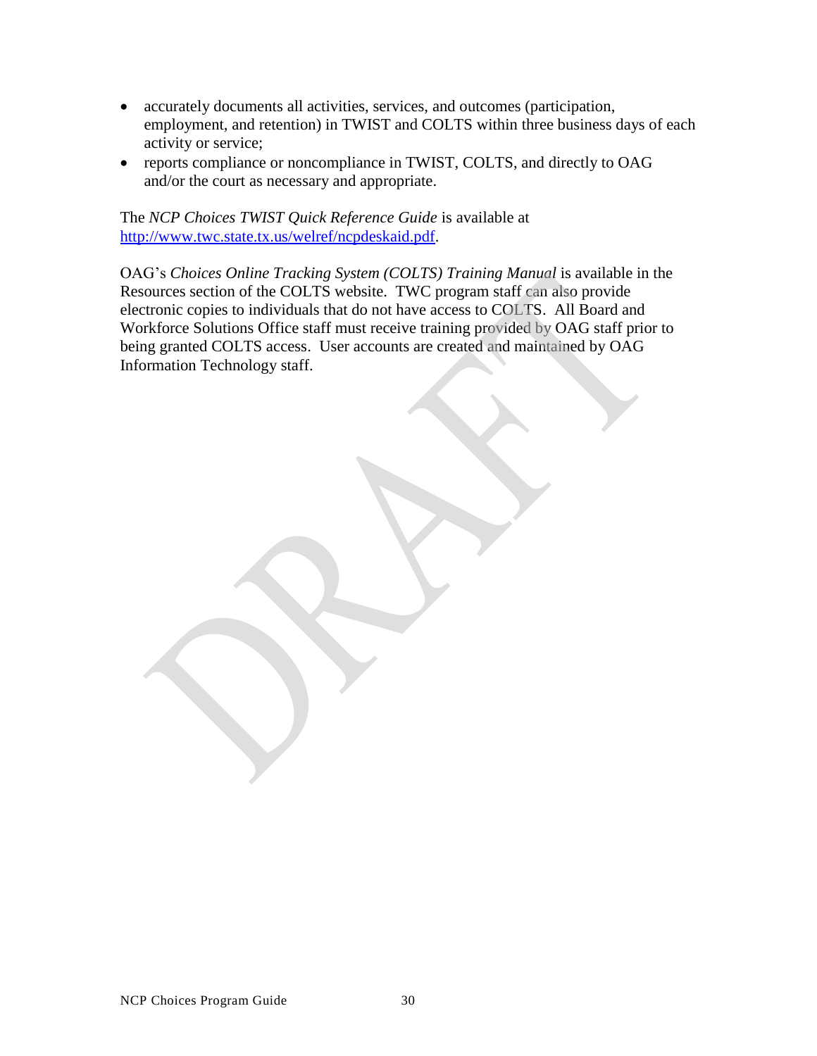- accurately documents all activities, services, and outcomes (participation, employment, and retention) in TWIST and COLTS within three business days of each activity or service;
- reports compliance or noncompliance in TWIST, COLTS, and directly to OAG and/or the court as necessary and appropriate.

The *NCP Choices TWIST Quick Reference Guide* is available at [http://www.twc.state.tx.us/welref/ncpdeskaid.pdf](http://www.twc.state.tx.us/welref/ncpdeskaid.pdf).

OAG's *Choices Online Tracking System (COLTS) Training Manual* is available in the Resources section of the COLTS website. TWC program staff can also provide electronic copies to individuals that do not have access to COLTS. All Board and Workforce Solutions Office staff must receive training provided by OAG staff prior to being granted COLTS access. User accounts are created and maintained by OAG Information Technology staff.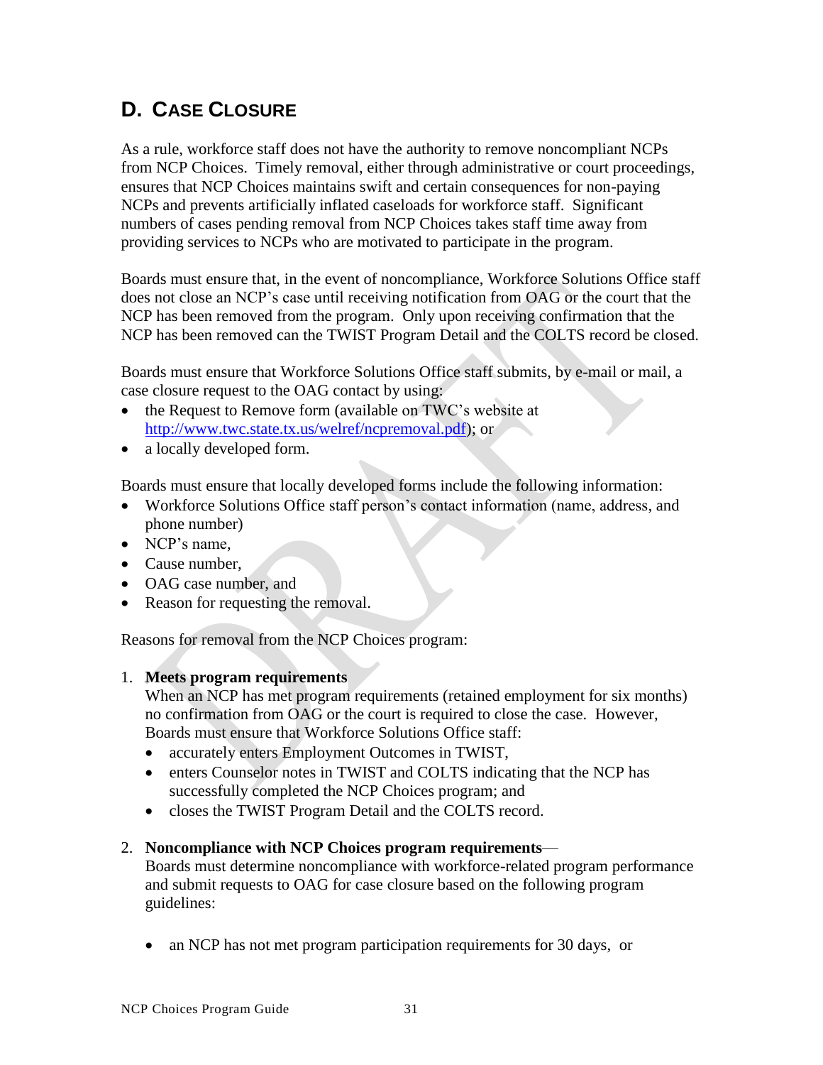## D. Case Closure

As a rule, workforce staff does not have the authority to remove noncompliant NCPs from NCP Choices. Timely removal, either through administrative or court proceedings, ensures that NCP Choices maintains swift and certain consequences for non-paying NCPs and prevents artificially inflated caseloads for workforce staff. Significant numbers of cases pending removal from NCP Choices takes staff time away from providing services to NCPs who are motivated to participate in the program.

Boards must ensure that, in the event of noncompliance, Workforce Solutions Office staff does not close an NCP's case until receiving notification from OAG or the court that the NCP has been removed from the program. Only upon receiving confirmation that the NCP has been removed can the TWIST Program Detail and the COLTS record be closed.

Boards must ensure that Workforce Solutions Office staff submits, by e-mail or mail, a case closure request to the OAG contact by using:

- the Request to Remove form (available on TWC's website at http://www.twc.state.tx.us/welref/ncpremoval.pdf); or
- a locally developed form.

Boards must ensure that locally developed forms include the following information:

- Workforce Solutions Office staff person's contact information (name, address, and phone number)
- NCP's name,
- Cause number,
- OAG case number, and
- Reason for requesting the removal.

Reasons for removal from the NCP Choices program:

1. **Meets program requirements**
   When an NCP has met program requirements (retained employment for six months) no confirmation from OAG or the court is required to close the case. However, Boards must ensure that Workforce Solutions Office staff:
   - accurately enters Employment Outcomes in TWIST,
   - enters Counselor notes in TWIST and COLTS indicating that the NCP has successfully completed the NCP Choices program; and
   - closes the TWIST Program Detail and the COLTS record.

2. **Noncompliance with NCP Choices program requirements**—
   Boards must determine noncompliance with workforce-related program performance and submit requests to OAG for case closure based on the following program guidelines:

   - an NCP has not met program participation requirements for 30 days, or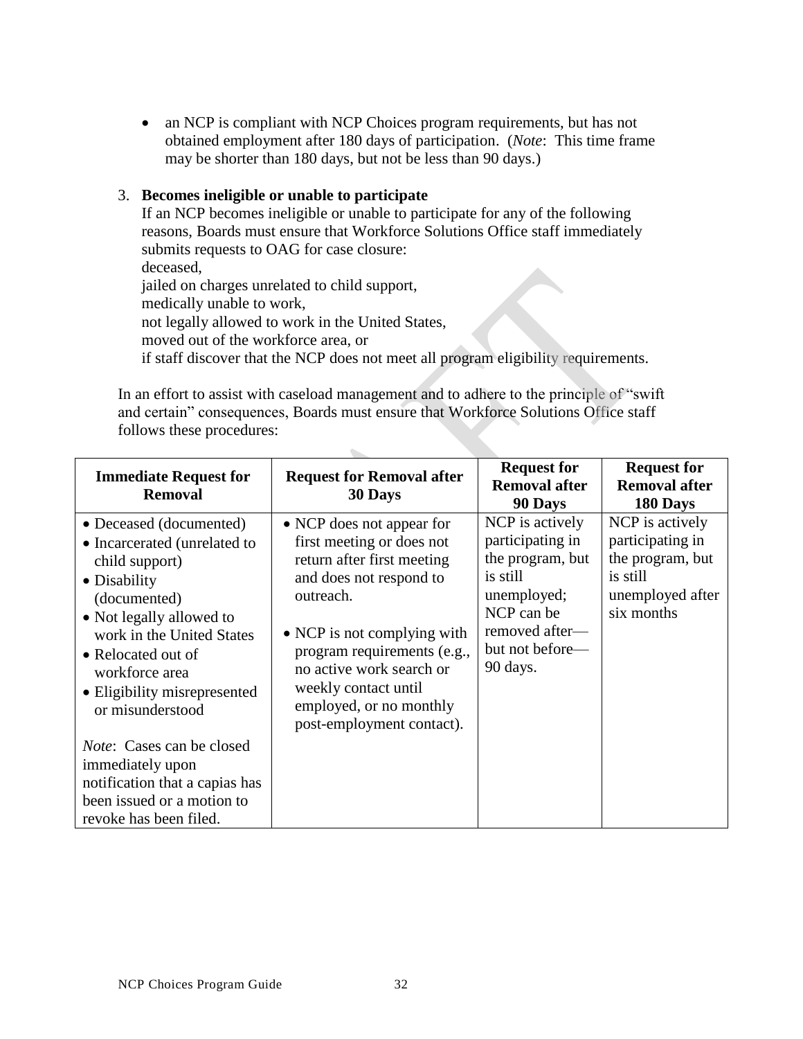- an NCP is compliant with NCP Choices program requirements, but has not obtained employment after 180 days of participation. (*Note*: This time frame may be shorter than 180 days, but not be less than 90 days.)

3. **Becomes ineligible or unable to participate**
   If an NCP becomes ineligible or unable to participate for any of the following reasons, Boards must ensure that Workforce Solutions Office staff immediately submits requests to OAG for case closure:
   deceased,
   jailed on charges unrelated to child support,
   medically unable to work,
   not legally allowed to work in the United States,
   moved out of the workforce area, or
   if staff discover that the NCP does not meet all program eligibility requirements.

In an effort to assist with caseload management and to adhere to the principle of "swift and certain" consequences, Boards must ensure that Workforce Solutions Office staff follows these procedures:

| **Immediate Request for Removal** | **Request for Removal after 30 Days** | **Request for Removal after 90 Days** | **Request for Removal after 180 Days** |
|---|---|---|---|
| • Deceased (documented)<br>• Incarcerated (unrelated to child support)<br>• Disability (documented)<br>• Not legally allowed to work in the United States<br>• Relocated out of workforce area<br>• Eligibility misrepresented or misunderstood<br><br>*Note*: Cases can be closed immediately upon notification that a capias has been issued or a motion to revoke has been filed. | • NCP does not appear for first meeting or does not return after first meeting and does not respond to outreach.<br><br>• NCP is not complying with program requirements (e.g., no active work search or weekly contact until employed, or no monthly post-employment contact). | NCP is actively participating in the program, but is still unemployed; NCP can be removed after—but not before—90 days. | NCP is actively participating in the program, but is still unemployed after six months |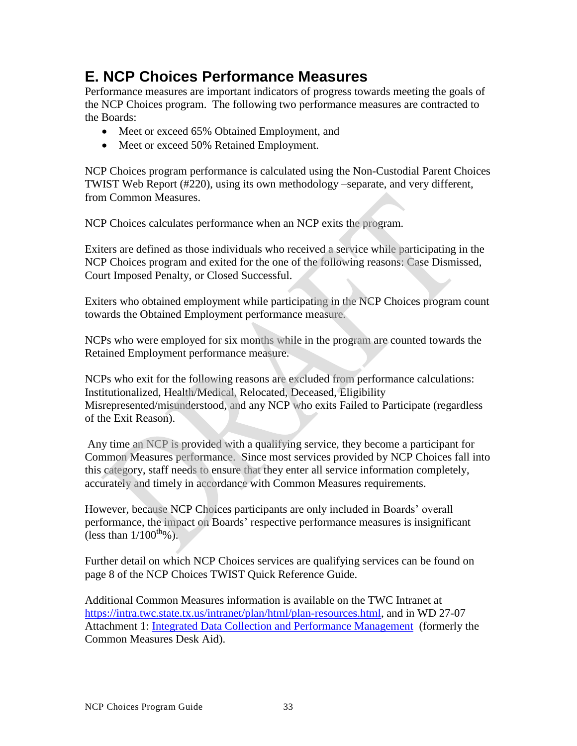## E. NCP Choices Performance Measures

Performance measures are important indicators of progress towards meeting the goals of the NCP Choices program. The following two performance measures are contracted to the Boards:

- Meet or exceed 65% Obtained Employment, and
- Meet or exceed 50% Retained Employment.

NCP Choices program performance is calculated using the Non-Custodial Parent Choices TWIST Web Report (#220), using its own methodology –separate, and very different, from Common Measures.

NCP Choices calculates performance when an NCP exits the program.

Exiters are defined as those individuals who received a service while participating in the NCP Choices program and exited for the one of the following reasons: Case Dismissed, Court Imposed Penalty, or Closed Successful.

Exiters who obtained employment while participating in the NCP Choices program count towards the Obtained Employment performance measure.

NCPs who were employed for six months while in the program are counted towards the Retained Employment performance measure.

NCPs who exit for the following reasons are excluded from performance calculations: Institutionalized, Health/Medical, Relocated, Deceased, Eligibility Misrepresented/misunderstood, and any NCP who exits Failed to Participate (regardless of the Exit Reason).

Any time an NCP is provided with a qualifying service, they become a participant for Common Measures performance. Since most services provided by NCP Choices fall into this category, staff needs to ensure that they enter all service information completely, accurately and timely in accordance with Common Measures requirements.

However, because NCP Choices participants are only included in Boards' overall performance, the impact on Boards' respective performance measures is insignificant (less than $1/100^{th}\%$).

Further detail on which NCP Choices services are qualifying services can be found on page 8 of the NCP Choices TWIST Quick Reference Guide.

Additional Common Measures information is available on the TWC Intranet at https://intra.twc.state.tx.us/intranet/plan/html/plan-resources.html, and in WD 27-07 Attachment 1: Integrated Data Collection and Performance Management (formerly the Common Measures Desk Aid).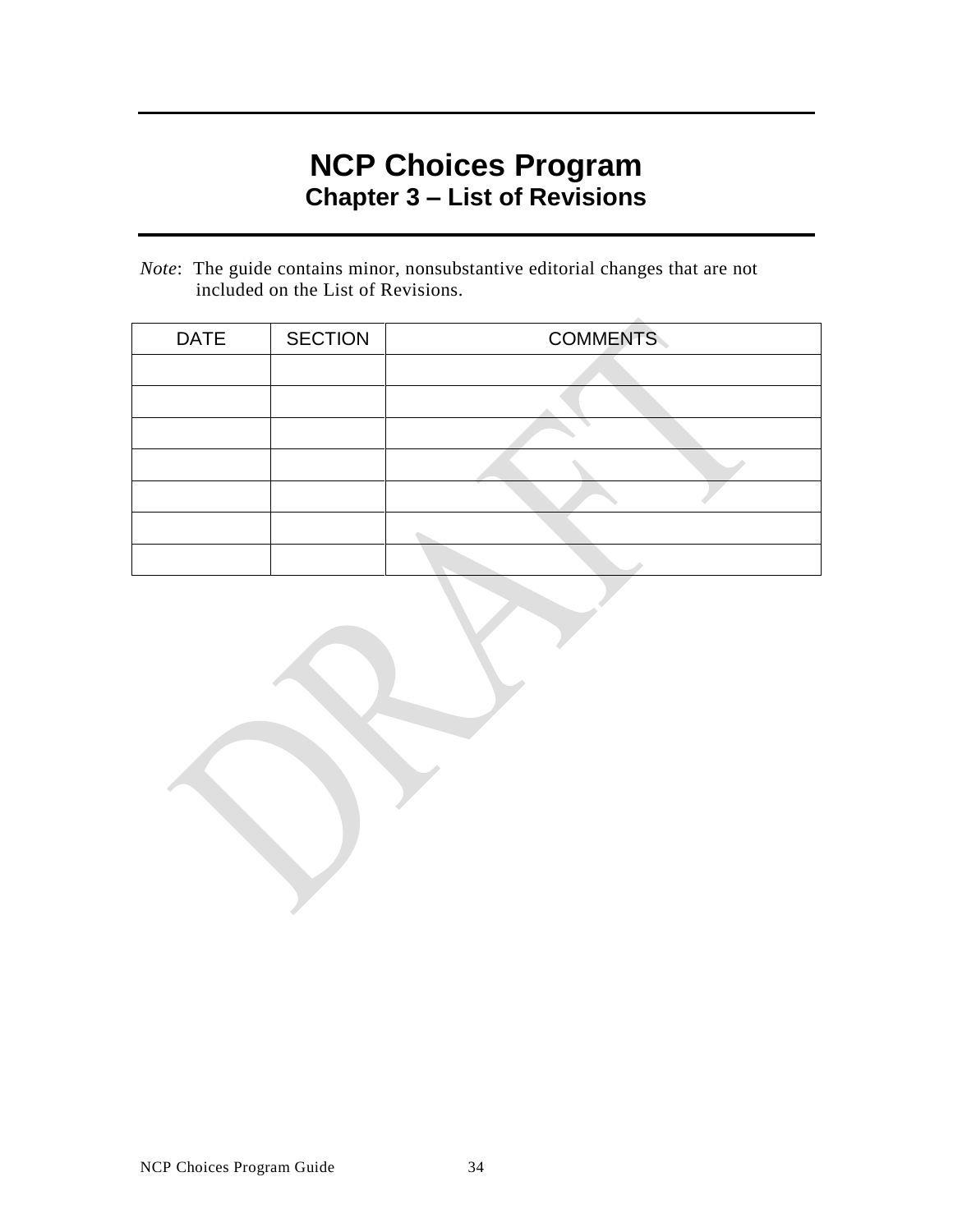# NCP Choices Program

## Chapter 3 – List of Revisions

*Note*: The guide contains minor, nonsubstantive editorial changes that are not included on the List of Revisions.

| DATE | SECTION | COMMENTS |
|---|---|---|
| | | |
| | | |
| | | |
| | | |
| | | |
| | | |
| | | |